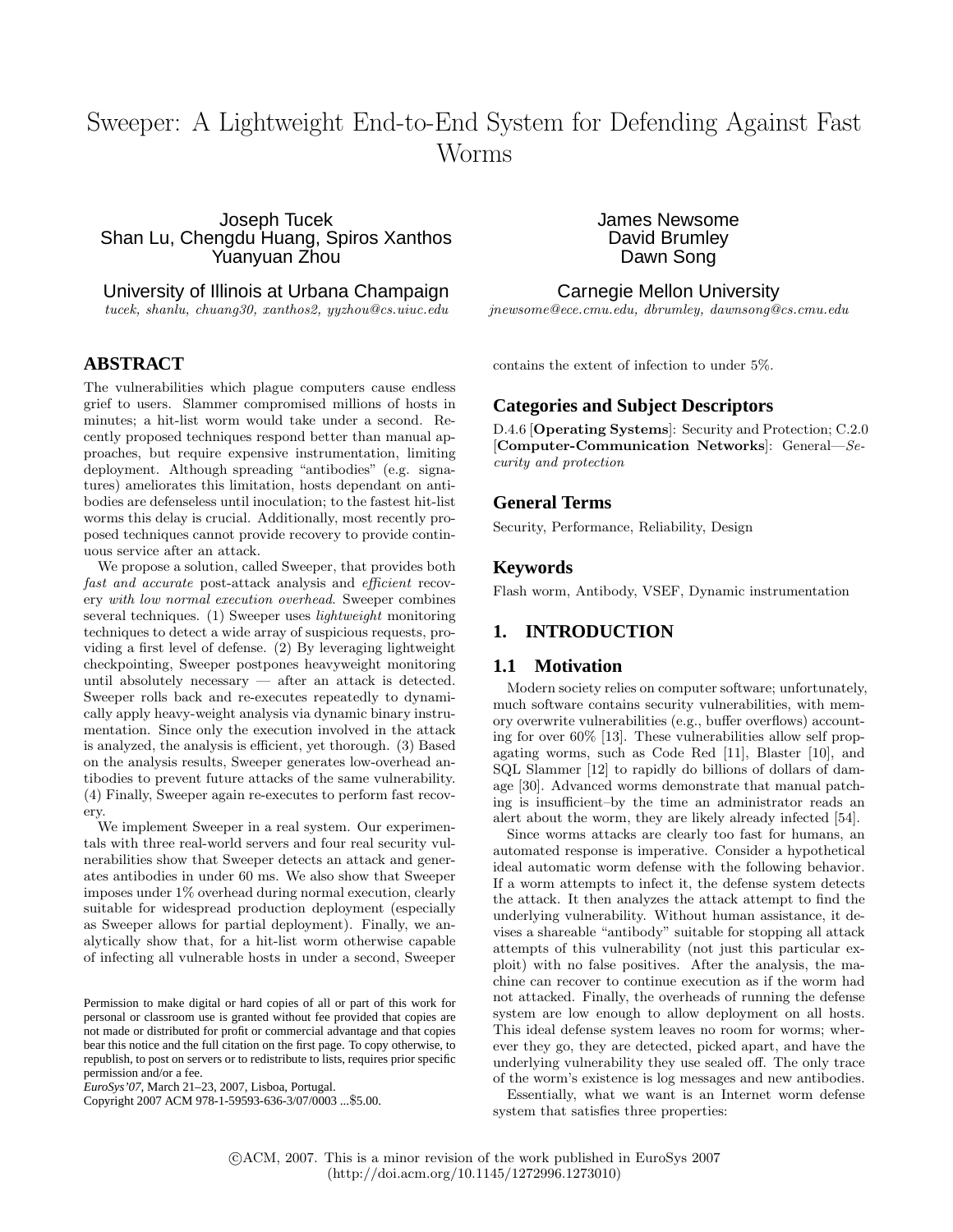# Sweeper: A Lightweight End-to-End System for Defending Against Fast Worms

Joseph Tucek
Shan Lu, Chengdu Huang, Spiros Xanthos
Yuanyuan Zhou

University of Illinois at Urbana Champaign
*tucek, shanlu, chuang30, xanthos2, yyzhou@cs.uiuc.edu*

James Newsome
David Brumley
Dawn Song

Carnegie Mellon University
*jnewsome@ece.cmu.edu, dbrumley, dawnsong@cs.cmu.edu*

## ABSTRACT

The vulnerabilities which plague computers cause endless grief to users. Slammer compromised millions of hosts in minutes; a hit-list worm would take under a second. Recently proposed techniques respond better than manual approaches, but require expensive instrumentation, limiting deployment. Although spreading "antibodies" (e.g. signatures) ameliorates this limitation, hosts dependant on antibodies are defenseless until inoculation; to the fastest hit-list worms this delay is crucial. Additionally, most recently proposed techniques cannot provide recovery to provide continuous service after an attack.

We propose a solution, called Sweeper, that provides both *fast and accurate* post-attack analysis and *efficient* recovery *with low normal execution overhead*. Sweeper combines several techniques. (1) Sweeper uses *lightweight* monitoring techniques to detect a wide array of suspicious requests, providing a first level of defense. (2) By leveraging lightweight checkpointing, Sweeper postpones heavyweight monitoring until absolutely necessary — after an attack is detected. Sweeper rolls back and re-executes repeatedly to dynamically apply heavy-weight analysis via dynamic binary instrumentation. Since only the execution involved in the attack is analyzed, the analysis is efficient, yet thorough. (3) Based on the analysis results, Sweeper generates low-overhead antibodies to prevent future attacks of the same vulnerability. (4) Finally, Sweeper again re-executes to perform fast recovery.

We implement Sweeper in a real system. Our experimentals with three real-world servers and four real security vulnerabilities show that Sweeper detects an attack and generates antibodies in under 60 ms. We also show that Sweeper imposes under 1% overhead during normal execution, clearly suitable for widespread production deployment (especially as Sweeper allows for partial deployment). Finally, we analytically show that, for a hit-list worm otherwise capable of infecting all vulnerable hosts in under a second, Sweeper contains the extent of infection to under 5%.

Permission to make digital or hard copies of all or part of this work for personal or classroom use is granted without fee provided that copies are not made or distributed for profit or commercial advantage and that copies bear this notice and the full citation on the first page. To copy otherwise, to republish, to post on servers or to redistribute to lists, requires prior specific permission and/or a fee.
*EuroSys'07,* March 21–23, 2007, Lisboa, Portugal.
Copyright 2007 ACM 978-1-59593-636-3/07/0003 ...$5.00.

## Categories and Subject Descriptors

D.4.6 [**Operating Systems**]: Security and Protection; C.2.0 [**Computer-Communication Networks**]: General—*Security and protection*

## General Terms

Security, Performance, Reliability, Design

## Keywords

Flash worm, Antibody, VSEF, Dynamic instrumentation

## 1. INTRODUCTION

### 1.1 Motivation

Modern society relies on computer software; unfortunately, much software contains security vulnerabilities, with memory overwrite vulnerabilities (e.g., buffer overflows) accounting for over 60% [13]. These vulnerabilities allow self propagating worms, such as Code Red [11], Blaster [10], and SQL Slammer [12] to rapidly do billions of dollars of damage [30]. Advanced worms demonstrate that manual patching is insufficient–by the time an administrator reads an alert about the worm, they are likely already infected [54].

Since worms attacks are clearly too fast for humans, an automated response is imperative. Consider a hypothetical ideal automatic worm defense with the following behavior. If a worm attempts to infect it, the defense system detects the attack. It then analyzes the attack attempt to find the underlying vulnerability. Without human assistance, it devises a shareable "antibody" suitable for stopping all attack attempts of this vulnerability (not just this particular exploit) with no false positives. After the analysis, the machine can recover to continue execution as if the worm had not attacked. Finally, the overheads of running the defense system are low enough to allow deployment on all hosts. This ideal defense system leaves no room for worms; wherever they go, they are detected, picked apart, and have the underlying vulnerability they use sealed off. The only trace of the worm's existence is log messages and new antibodies.

Essentially, what we want is an Internet worm defense system that satisfies three properties:

©ACM, 2007. This is a minor revision of the work published in EuroSys 2007 (http://doi.acm.org/10.1145/1272996.1273010)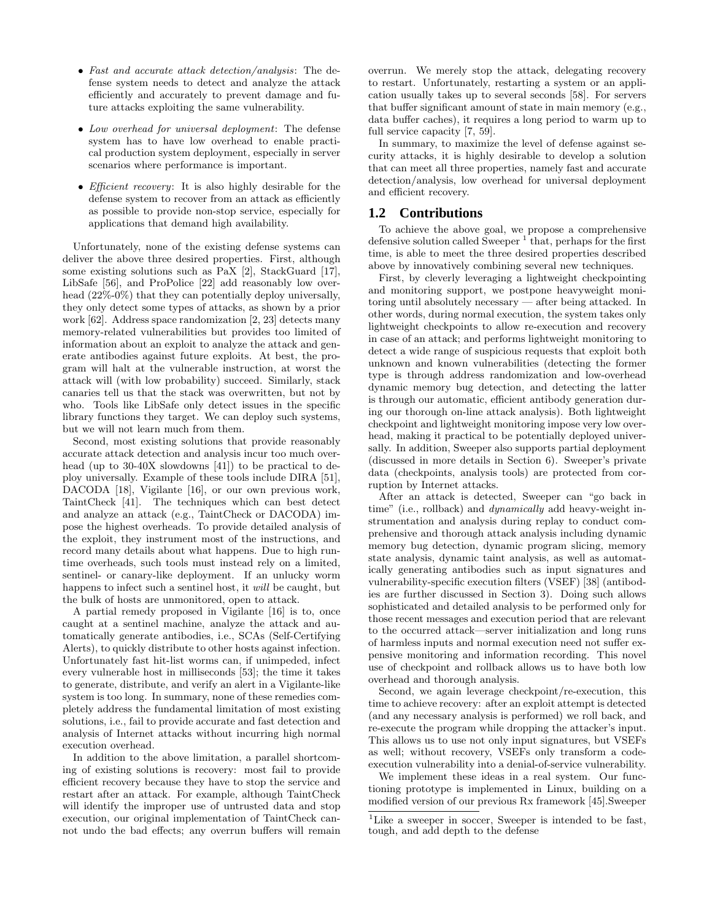- *Fast and accurate attack detection/analysis*: The defense system needs to detect and analyze the attack efficiently and accurately to prevent damage and future attacks exploiting the same vulnerability.
- *Low overhead for universal deployment*: The defense system has to have low overhead to enable practical production system deployment, especially in server scenarios where performance is important.
- *Efficient recovery*: It is also highly desirable for the defense system to recover from an attack as efficiently as possible to provide non-stop service, especially for applications that demand high availability.

Unfortunately, none of the existing defense systems can deliver the above three desired properties. First, although some existing solutions such as PaX [2], StackGuard [17], LibSafe [56], and ProPolice [22] add reasonably low overhead (22%-0%) that they can potentially deploy universally, they only detect some types of attacks, as shown by a prior work [62]. Address space randomization [2, 23] detects many memory-related vulnerabilities but provides too limited of information about an exploit to analyze the attack and generate antibodies against future exploits. At best, the program will halt at the vulnerable instruction, at worst the attack will (with low probability) succeed. Similarly, stack canaries tell us that the stack was overwritten, but not by who. Tools like LibSafe only detect issues in the specific library functions they target. We can deploy such systems, but we will not learn much from them.

Second, most existing solutions that provide reasonably accurate attack detection and analysis incur too much overhead (up to 30-40X slowdowns [41]) to be practical to deploy universally. Example of these tools include DIRA [51], DACODA [18], Vigilante [16], or our own previous work, TaintCheck [41]. The techniques which can best detect and analyze an attack (e.g., TaintCheck or DACODA) impose the highest overheads. To provide detailed analysis of the exploit, they instrument most of the instructions, and record many details about what happens. Due to high runtime overheads, such tools must instead rely on a limited, sentinel- or canary-like deployment. If an unlucky worm happens to infect such a sentinel host, it *will* be caught, but the bulk of hosts are unmonitored, open to attack.

A partial remedy proposed in Vigilante [16] is to, once caught at a sentinel machine, analyze the attack and automatically generate antibodies, i.e., SCAs (Self-Certifying Alerts), to quickly distribute to other hosts against infection. Unfortunately fast hit-list worms can, if unimpeded, infect every vulnerable host in milliseconds [53]; the time it takes to generate, distribute, and verify an alert in a Vigilante-like system is too long. In summary, none of these remedies completely address the fundamental limitation of most existing solutions, i.e., fail to provide accurate and fast detection and analysis of Internet attacks without incurring high normal execution overhead.

In addition to the above limitation, a parallel shortcoming of existing solutions is recovery: most fail to provide efficient recovery because they have to stop the service and restart after an attack. For example, although TaintCheck will identify the improper use of untrusted data and stop execution, our original implementation of TaintCheck cannot undo the bad effects; any overrun buffers will remain overrun. We merely stop the attack, delegating recovery to restart. Unfortunately, restarting a system or an application usually takes up to several seconds [58]. For servers that buffer significant amount of state in main memory (e.g., data buffer caches), it requires a long period to warm up to full service capacity [7, 59].

In summary, to maximize the level of defense against security attacks, it is highly desirable to develop a solution that can meet all three properties, namely fast and accurate detection/analysis, low overhead for universal deployment and efficient recovery.

## 1.2 Contributions

To achieve the above goal, we propose a comprehensive defensive solution called Sweeper [1] that, perhaps for the first time, is able to meet the three desired properties described above by innovatively combining several new techniques.

First, by cleverly leveraging a lightweight checkpointing and monitoring support, we postpone heavyweight monitoring until absolutely necessary — after being attacked. In other words, during normal execution, the system takes only lightweight checkpoints to allow re-execution and recovery in case of an attack; and performs lightweight monitoring to detect a wide range of suspicious requests that exploit both unknown and known vulnerabilities (detecting the former type is through address randomization and low-overhead dynamic memory bug detection, and detecting the latter is through our automatic, efficient antibody generation during our thorough on-line attack analysis). Both lightweight checkpoint and lightweight monitoring impose very low overhead, making it practical to be potentially deployed universally. In addition, Sweeper also supports partial deployment (discussed in more details in Section 6). Sweeper's private data (checkpoints, analysis tools) are protected from corruption by Internet attacks.

After an attack is detected, Sweeper can "go back in time" (i.e., rollback) and *dynamically* add heavy-weight instrumentation and analysis during replay to conduct comprehensive and thorough attack analysis including dynamic memory bug detection, dynamic program slicing, memory state analysis, dynamic taint analysis, as well as automatically generating antibodies such as input signatures and vulnerability-specific execution filters (VSEF) [38] (antibodies are further discussed in Section 3). Doing such allows sophisticated and detailed analysis to be performed only for those recent messages and execution period that are relevant to the occurred attack—server initialization and long runs of harmless inputs and normal execution need not suffer expensive monitoring and information recording. This novel use of checkpoint and rollback allows us to have both low overhead and thorough analysis.

Second, we again leverage checkpoint/re-execution, this time to achieve recovery: after an exploit attempt is detected (and any necessary analysis is performed) we roll back, and re-execute the program while dropping the attacker's input. This allows us to use not only input signatures, but VSEFs as well; without recovery, VSEFs only transform a code-execution vulnerability into a denial-of-service vulnerability.

We implement these ideas in a real system. Our functioning prototype is implemented in Linux, building on a modified version of our previous Rx framework [45].Sweeper

[1] Like a sweeper in soccer, Sweeper is intended to be fast, tough, and add depth to the defense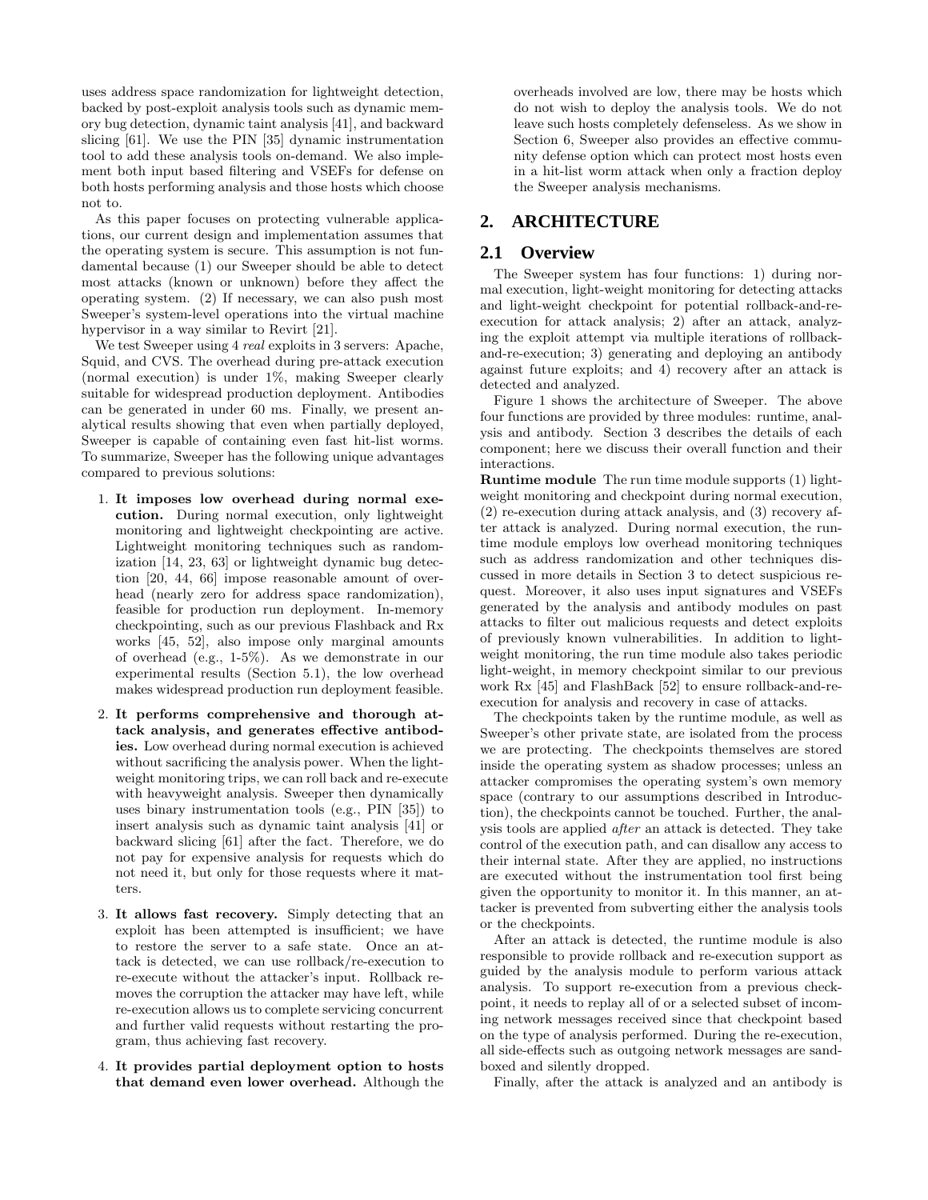uses address space randomization for lightweight detection, backed by post-exploit analysis tools such as dynamic memory bug detection, dynamic taint analysis [41], and backward slicing [61]. We use the PIN [35] dynamic instrumentation tool to add these analysis tools on-demand. We also implement both input based filtering and VSEFs for defense on both hosts performing analysis and those hosts which choose not to.

As this paper focuses on protecting vulnerable applications, our current design and implementation assumes that the operating system is secure. This assumption is not fundamental because (1) our Sweeper should be able to detect most attacks (known or unknown) before they affect the operating system. (2) If necessary, we can also push most Sweeper's system-level operations into the virtual machine hypervisor in a way similar to Revirt [21].

We test Sweeper using 4 *real* exploits in 3 servers: Apache, Squid, and CVS. The overhead during pre-attack execution (normal execution) is under 1%, making Sweeper clearly suitable for widespread production deployment. Antibodies can be generated in under 60 ms. Finally, we present analytical results showing that even when partially deployed, Sweeper is capable of containing even fast hit-list worms. To summarize, Sweeper has the following unique advantages compared to previous solutions:

1. **It imposes low overhead during normal execution.** During normal execution, only lightweight monitoring and lightweight checkpointing are active. Lightweight monitoring techniques such as randomization [14, 23, 63] or lightweight dynamic bug detection [20, 44, 66] impose reasonable amount of overhead (nearly zero for address space randomization), feasible for production run deployment. In-memory checkpointing, such as our previous Flashback and Rx works [45, 52], also impose only marginal amounts of overhead (e.g., 1-5%). As we demonstrate in our experimental results (Section 5.1), the low overhead makes widespread production run deployment feasible.

2. **It performs comprehensive and thorough attack analysis, and generates effective antibodies.** Low overhead during normal execution is achieved without sacrificing the analysis power. When the lightweight monitoring trips, we can roll back and re-execute with heavyweight analysis. Sweeper then dynamically uses binary instrumentation tools (e.g., PIN [35]) to insert analysis such as dynamic taint analysis [41] or backward slicing [61] after the fact. Therefore, we do not pay for expensive analysis for requests which do not need it, but only for those requests where it matters.

3. **It allows fast recovery.** Simply detecting that an exploit has been attempted is insufficient; we have to restore the server to a safe state. Once an attack is detected, we can use rollback/re-execution to re-execute without the attacker's input. Rollback removes the corruption the attacker may have left, while re-execution allows us to complete servicing concurrent and further valid requests without restarting the program, thus achieving fast recovery.

4. **It provides partial deployment option to hosts that demand even lower overhead.** Although the overheads involved are low, there may be hosts which do not wish to deploy the analysis tools. We do not leave such hosts completely defenseless. As we show in Section 6, Sweeper also provides an effective community defense option which can protect most hosts even in a hit-list worm attack when only a fraction deploy the Sweeper analysis mechanisms.

## 2. ARCHITECTURE

### 2.1 Overview

The Sweeper system has four functions: 1) during normal execution, light-weight monitoring for detecting attacks and light-weight checkpoint for potential rollback-and-re-execution for attack analysis; 2) after an attack, analyzing the exploit attempt via multiple iterations of rollback-and-re-execution; 3) generating and deploying an antibody against future exploits; and 4) recovery after an attack is detected and analyzed.

Figure 1 shows the architecture of Sweeper. The above four functions are provided by three modules: runtime, analysis and antibody. Section 3 describes the details of each component; here we discuss their overall function and their interactions.

**Runtime module** The run time module supports (1) light-weight monitoring and checkpoint during normal execution, (2) re-execution during attack analysis, and (3) recovery after attack is analyzed. During normal execution, the runtime module employs low overhead monitoring techniques such as address randomization and other techniques discussed in more details in Section 3 to detect suspicious request. Moreover, it also uses input signatures and VSEFs generated by the analysis and antibody modules on past attacks to filter out malicious requests and detect exploits of previously known vulnerabilities. In addition to light-weight monitoring, the run time module also takes periodic light-weight, in memory checkpoint similar to our previous work Rx [45] and FlashBack [52] to ensure rollback-and-re-execution for analysis and recovery in case of attacks.

The checkpoints taken by the runtime module, as well as Sweeper's other private state, are isolated from the process we are protecting. The checkpoints themselves are stored inside the operating system as shadow processes; unless an attacker compromises the operating system's own memory space (contrary to our assumptions described in Introduction), the checkpoints cannot be touched. Further, the analysis tools are applied *after* an attack is detected. They take control of the execution path, and can disallow any access to their internal state. After they are applied, no instructions are executed without the instrumentation tool first being given the opportunity to monitor it. In this manner, an attacker is prevented from subverting either the analysis tools or the checkpoints.

After an attack is detected, the runtime module is also responsible to provide rollback and re-execution support as guided by the analysis module to perform various attack analysis. To support re-execution from a previous checkpoint, it needs to replay all of or a selected subset of incoming network messages received since that checkpoint based on the type of analysis performed. During the re-execution, all side-effects such as outgoing network messages are sandboxed and silently dropped.

Finally, after the attack is analyzed and an antibody is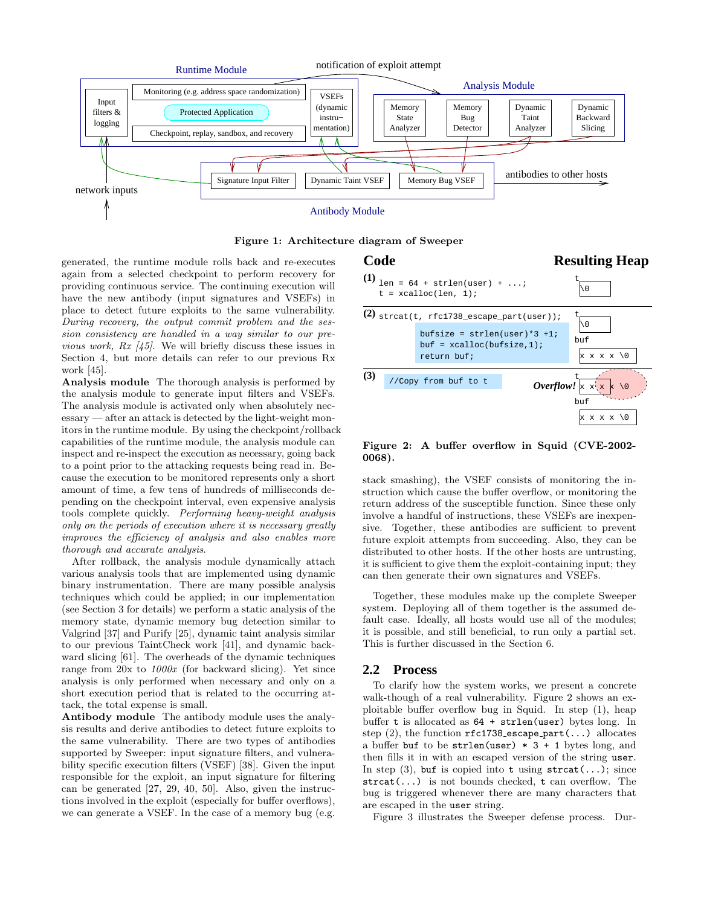**Figure 1: Architecture diagram of Sweeper**

generated, the runtime module rolls back and re-executes again from a selected checkpoint to perform recovery for providing continuous service. The continuing execution will have the new antibody (input signatures and VSEFs) in place to detect future exploits to the same vulnerability. *During recovery, the output commit problem and the session consistency are handled in a way similar to our previous work, Rx [45].* We will briefly discuss these issues in Section 4, but more details can refer to our previous Rx work [45].

**Analysis module** The thorough analysis is performed by the analysis module to generate input filters and VSEFs. The analysis module is activated only when absolutely necessary — after an attack is detected by the light-weight monitors in the runtime module. By using the checkpoint/rollback capabilities of the runtime module, the analysis module can inspect and re-inspect the execution as necessary, going back to a point prior to the attacking requests being read in. Because the execution to be monitored represents only a short amount of time, a few tens of hundreds of milliseconds depending on the checkpoint interval, even expensive analysis tools complete quickly. *Performing heavy-weight analysis only on the periods of execution where it is necessary greatly improves the efficiency of analysis and also enables more thorough and accurate analysis.*

After rollback, the analysis module dynamically attach various analysis tools that are implemented using dynamic binary instrumentation. There are many possible analysis techniques which could be applied; in our implementation (see Section 3 for details) we perform a static analysis of the memory state, dynamic memory bug detection similar to Valgrind [37] and Purify [25], dynamic taint analysis similar to our previous TaintCheck work [41], and dynamic backward slicing [61]. The overheads of the dynamic techniques range from 20x to *1000x* (for backward slicing). Yet since analysis is only performed when necessary and only on a short execution period that is related to the occurring attack, the total expense is small.

**Antibody module** The antibody module uses the analysis results and derive antibodies to detect future exploits to the same vulnerability. There are two types of antibodies supported by Sweeper: input signature filters, and vulnerability specific execution filters (VSEF) [38]. Given the input responsible for the exploit, an input signature for filtering can be generated [27, 29, 40, 50]. Also, given the instructions involved in the exploit (especially for buffer overflows), we can generate a VSEF. In the case of a memory bug (e.g. stack smashing), the VSEF consists of monitoring the instruction which cause the buffer overflow, or monitoring the return address of the susceptible function. Since these only involve a handful of instructions, these VSEFs are inexpensive. Together, these antibodies are sufficient to prevent future exploit attempts from succeeding. Also, they can be distributed to other hosts. If the other hosts are untrusting, it is sufficient to give them the exploit-containing input; they can then generate their own signatures and VSEFs.

**Code**

```
(1) len = 64 + strlen(user) + ...;
    t = xcalloc(len, 1);

(2) strcat(t, rfc1738_escape_part(user));
        bufsize = strlen(user)*3 +1;
        buf = xcalloc(bufsize,1);
        return buf;

(3) //Copy from buf to t
```

**Figure 2: A buffer overflow in Squid (CVE-2002-0068).**

Together, these modules make up the complete Sweeper system. Deploying all of them together is the assumed default case. Ideally, all hosts would use all of the modules; it is possible, and still beneficial, to run only a partial set. This is further discussed in the Section 6.

## 2.2 Process

To clarify how the system works, we present a concrete walk-though of a real vulnerability. Figure 2 shows an exploitable buffer overflow bug in Squid. In step (1), heap buffer `t` is allocated as `64 + strlen(user)` bytes long. In step (2), the function `rfc1738_escape_part(...)` allocates a buffer `buf` to be `strlen(user) * 3 + 1` bytes long, and then fills it in with an escaped version of the string `user`. In step (3), `buf` is copied into `t` using `strcat(...)`; since `strcat(...)` is not bounds checked, `t` can overflow. The bug is triggered whenever there are many characters that are escaped in the `user` string.

Figure 3 illustrates the Sweeper defense process. Dur-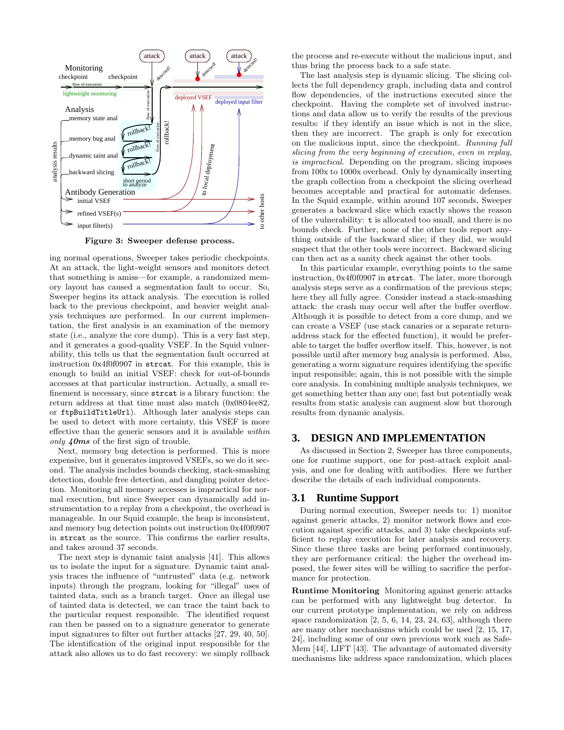**Figure 3: Sweeper defense process.**

ing normal operations, Sweeper takes periodic checkpoints. At an attack, the light-weight sensors and monitors detect that something is amiss—for example, a randomized memory layout has caused a segmentation fault to occur. So, Sweeper begins its attack analysis. The execution is rolled back to the previous checkpoint, and heavier weight analysis techniques are performed. In our current implementation, the first analysis is an examination of the memory state (i.e., analyze the core dump). This is a very fast step, and it generates a good-quality VSEF. In the Squid vulnerability, this tells us that the segmentation fault occurred at instruction 0x4f0f0907 in `strcat`. For this example, this is enough to build an initial VSEF: check for out-of-bounds accesses at that particular instruction. Actually, a small refinement is necessary, since `strcat` is a library function: the return address at that time must also match (0x0804ee82, or `ftpBuildTitleUrl`). Although later analysis steps can be used to detect with more certainty, this VSEF is more effective than the generic sensors and it is available *within only **40ms*** of the first sign of trouble.

Next, memory bug detection is performed. This is more expensive, but it generates improved VSEFs, so we do it second. The analysis includes bounds checking, stack-smashing detection, double free detection, and dangling pointer detection. Monitoring all memory accesses is impractical for normal execution, but since Sweeper can dynamically add instrumentation to a replay from a checkpoint, the overhead is manageable. In our Squid example, the heap is inconsistent, and memory bug detection points out instruction 0x4f0f0907 in `strcat` as the source. This confirms the earlier results, and takes around 37 seconds.

The next step is dynamic taint analysis [41]. This allows us to isolate the input for a signature. Dynamic taint analysis traces the influence of "untrusted" data (e.g. network inputs) through the program, looking for "illegal" uses of tainted data, such as a branch target. Once an illegal use of tainted data is detected, we can trace the taint back to the particular request responsible. The identified request can then be passed on to a signature generator to generate input signatures to filter out further attacks [27, 29, 40, 50]. The identification of the original input responsible for the attack also allows us to do fast recovery: we simply rollback the process and re-execute without the malicious input, and thus bring the process back to a safe state.

The last analysis step is dynamic slicing. The slicing collects the full dependency graph, including data and control flow dependencies, of the instructions executed since the checkpoint. Having the complete set of involved instructions and data allow us to verify the results of the previous results: if they identify an issue which is not in the slice, then they are incorrect. The graph is only for execution on the malicious input, since the checkpoint. *Running full slicing from the very beginning of execution, even in replay, is impractical*. Depending on the program, slicing imposes from 100x to 1000x overhead. Only by dynamically inserting the graph collection from a checkpoint the slicing overhead becomes acceptable and practical for automatic defenses. In the Squid example, within around 107 seconds, Sweeper generates a backward slice which exactly shows the reason of the vulnerability: `t` is allocated too small, and there is no bounds check. Further, none of the other tools report anything outside of the backward slice; if they did, we would suspect that the other tools were incorrect. Backward slicing can then act as a sanity check against the other tools.

In this particular example, everything points to the same instruction, 0x4f0f0907 in `strcat`. The later, more thorough analysis steps serve as a confirmation of the previous steps; here they all fully agree. Consider instead a stack-smashing attack: the crash may occur well after the buffer overflow. Although it is possible to detect from a core dump, and we can create a VSEF (use stack canaries or a separate return-address stack for the effected function), it would be preferable to target the buffer overflow itself. This, however, is not possible until after memory bug analysis is performed. Also, generating a worm signature requires identifying the specific input responsible; again, this is not possible with the simple core analysis. In combining multiple analysis techniques, we get something better than any one; fast but potentially weak results from static analysis can augment slow but thorough results from dynamic analysis.

## 3. DESIGN AND IMPLEMENTATION

As discussed in Section 2, Sweeper has three components, one for runtime support, one for post-attack exploit analysis, and one for dealing with antibodies. Here we further describe the details of each individual components.

### 3.1 Runtime Support

During normal execution, Sweeper needs to: 1) monitor against generic attacks, 2) monitor network flows and execution against specific attacks, and 3) take checkpoints sufficient to replay execution for later analysis and recovery. Since these three tasks are being performed continuously, they are performance critical: the higher the overhead imposed, the fewer sites will be willing to sacrifice the performance for protection.

**Runtime Monitoring** Monitoring against generic attacks can be performed with any lightweight bug detector. In our current prototype implementation, we rely on address space randomization [2, 5, 6, 14, 23, 24, 63], although there are many other mechanisms which could be used [2, 15, 17, 24], including some of our own previous work such as SafeMem [44], LIFT [43]. The advantage of automated diversity mechanisms like address space randomization, which places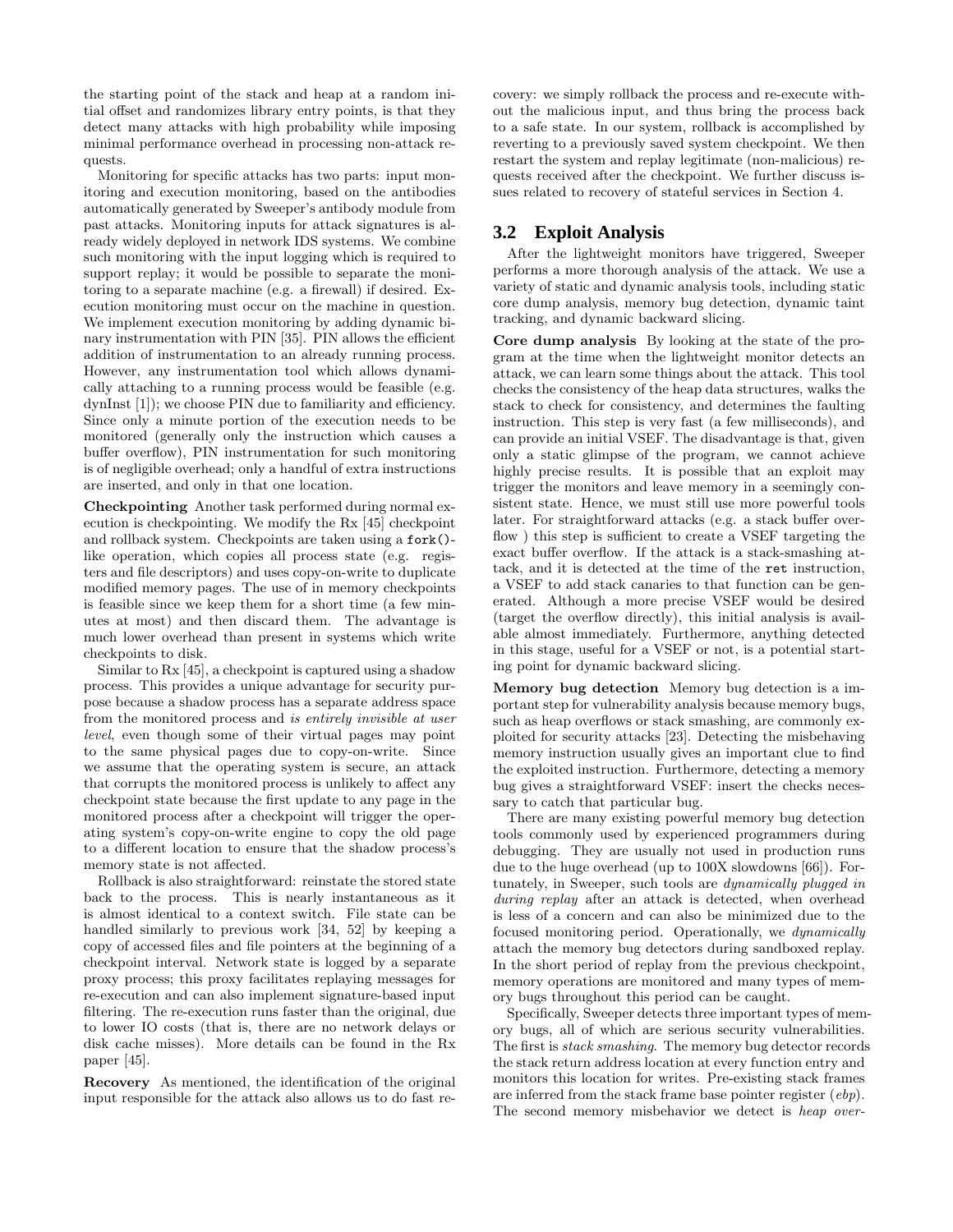the starting point of the stack and heap at a random initial offset and randomizes library entry points, is that they detect many attacks with high probability while imposing minimal performance overhead in processing non-attack requests.

Monitoring for specific attacks has two parts: input monitoring and execution monitoring, based on the antibodies automatically generated by Sweeper's antibody module from past attacks. Monitoring inputs for attack signatures is already widely deployed in network IDS systems. We combine such monitoring with the input logging which is required to support replay; it would be possible to separate the monitoring to a separate machine (e.g. a firewall) if desired. Execution monitoring must occur on the machine in question. We implement execution monitoring by adding dynamic binary instrumentation with PIN [35]. PIN allows the efficient addition of instrumentation to an already running process. However, any instrumentation tool which allows dynamically attaching to a running process would be feasible (e.g. dynInst [1]); we choose PIN due to familiarity and efficiency. Since only a minute portion of the execution needs to be monitored (generally only the instruction which causes a buffer overflow), PIN instrumentation for such monitoring is of negligible overhead; only a handful of extra instructions are inserted, and only in that one location.

**Checkpointing** Another task performed during normal execution is checkpointing. We modify the Rx [45] checkpoint and rollback system. Checkpoints are taken using a `fork()`-like operation, which copies all process state (e.g. registers and file descriptors) and uses copy-on-write to duplicate modified memory pages. The use of in memory checkpoints is feasible since we keep them for a short time (a few minutes at most) and then discard them. The advantage is much lower overhead than present in systems which write checkpoints to disk.

Similar to Rx [45], a checkpoint is captured using a shadow process. This provides a unique advantage for security purpose because a shadow process has a separate address space from the monitored process and *is entirely invisible at user level*, even though some of their virtual pages may point to the same physical pages due to copy-on-write. Since we assume that the operating system is secure, an attack that corrupts the monitored process is unlikely to affect any checkpoint state because the first update to any page in the monitored process after a checkpoint will trigger the operating system's copy-on-write engine to copy the old page to a different location to ensure that the shadow process's memory state is not affected.

Rollback is also straightforward: reinstate the stored state back to the process. This is nearly instantaneous as it is almost identical to a context switch. File state can be handled similarly to previous work [34, 52] by keeping a copy of accessed files and file pointers at the beginning of a checkpoint interval. Network state is logged by a separate proxy process; this proxy facilitates replaying messages for re-execution and can also implement signature-based input filtering. The re-execution runs faster than the original, due to lower IO costs (that is, there are no network delays or disk cache misses). More details can be found in the Rx paper [45].

**Recovery** As mentioned, the identification of the original input responsible for the attack also allows us to do fast recovery: we simply rollback the process and re-execute without the malicious input, and thus bring the process back to a safe state. In our system, rollback is accomplished by reverting to a previously saved system checkpoint. We then restart the system and replay legitimate (non-malicious) requests received after the checkpoint. We further discuss issues related to recovery of stateful services in Section 4.

## 3.2 Exploit Analysis

After the lightweight monitors have triggered, Sweeper performs a more thorough analysis of the attack. We use a variety of static and dynamic analysis tools, including static core dump analysis, memory bug detection, dynamic taint tracking, and dynamic backward slicing.

**Core dump analysis** By looking at the state of the program at the time when the lightweight monitor detects an attack, we can learn some things about the attack. This tool checks the consistency of the heap data structures, walks the stack to check for consistency, and determines the faulting instruction. This step is very fast (a few milliseconds), and can provide an initial VSEF. The disadvantage is that, given only a static glimpse of the program, we cannot achieve highly precise results. It is possible that an exploit may trigger the monitors and leave memory in a seemingly consistent state. Hence, we must still use more powerful tools later. For straightforward attacks (e.g. a stack buffer overflow ) this step is sufficient to create a VSEF targeting the exact buffer overflow. If the attack is a stack-smashing attack, and it is detected at the time of the `ret` instruction, a VSEF to add stack canaries to that function can be generated. Although a more precise VSEF would be desired (target the overflow directly), this initial analysis is available almost immediately. Furthermore, anything detected in this stage, useful for a VSEF or not, is a potential starting point for dynamic backward slicing.

**Memory bug detection** Memory bug detection is a important step for vulnerability analysis because memory bugs, such as heap overflows or stack smashing, are commonly exploited for security attacks [23]. Detecting the misbehaving memory instruction usually gives an important clue to find the exploited instruction. Furthermore, detecting a memory bug gives a straightforward VSEF: insert the checks necessary to catch that particular bug.

There are many existing powerful memory bug detection tools commonly used by experienced programmers during debugging. They are usually not used in production runs due to the huge overhead (up to 100X slowdowns [66]). Fortunately, in Sweeper, such tools are *dynamically plugged in during replay* after an attack is detected, when overhead is less of a concern and can also be minimized due to the focused monitoring period. Operationally, we *dynamically* attach the memory bug detectors during sandboxed replay. In the short period of replay from the previous checkpoint, memory operations are monitored and many types of memory bugs throughout this period can be caught.

Specifically, Sweeper detects three important types of memory bugs, all of which are serious security vulnerabilities. The first is *stack smashing*. The memory bug detector records the stack return address location at every function entry and monitors this location for writes. Pre-existing stack frames are inferred from the stack frame base pointer register (*ebp*). The second memory misbehavior we detect is *heap over-*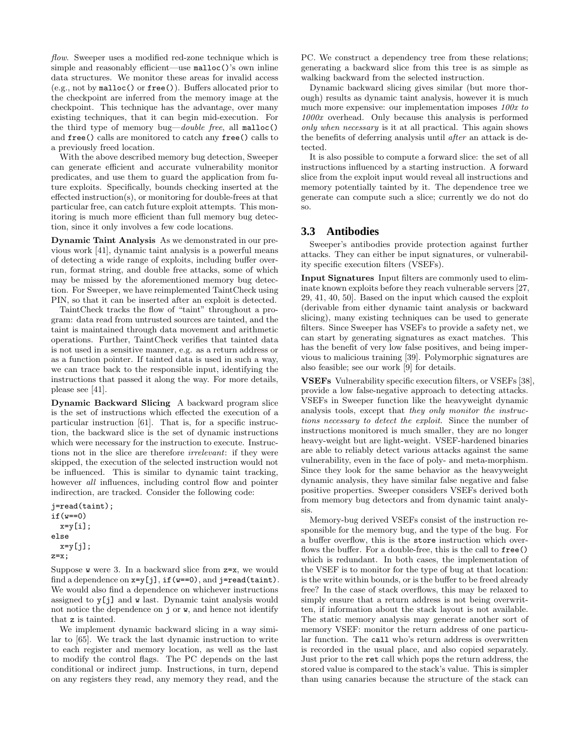*flow*. Sweeper uses a modified red-zone technique which is simple and reasonably efficient—use `malloc()`'s own inline data structures. We monitor these areas for invalid access (e.g., not by `malloc()` or `free()`). Buffers allocated prior to the checkpoint are inferred from the memory image at the checkpoint. This technique has the advantage, over many existing techniques, that it can begin mid-execution. For the third type of memory bug—*double free*, all `malloc()` and `free()` calls are monitored to catch any `free()` calls to a previously freed location.

With the above described memory bug detection, Sweeper can generate efficient and accurate vulnerability monitor predicates, and use them to guard the application from future exploits. Specifically, bounds checking inserted at the effected instruction(s), or monitoring for double-frees at that particular free, can catch future exploit attempts. This monitoring is much more efficient than full memory bug detection, since it only involves a few code locations.

**Dynamic Taint Analysis** As we demonstrated in our previous work [41], dynamic taint analysis is a powerful means of detecting a wide range of exploits, including buffer overrun, format string, and double free attacks, some of which may be missed by the aforementioned memory bug detection. For Sweeper, we have reimplemented TaintCheck using PIN, so that it can be inserted after an exploit is detected.

TaintCheck tracks the flow of "taint" throughout a program: data read from untrusted sources are tainted, and the taint is maintained through data movement and arithmetic operations. Further, TaintCheck verifies that tainted data is not used in a sensitive manner, e.g. as a return address or as a function pointer. If tainted data is used in such a way, we can trace back to the responsible input, identifying the instructions that passed it along the way. For more details, please see [41].

**Dynamic Backward Slicing** A backward program slice is the set of instructions which effected the execution of a particular instruction [61]. That is, for a specific instruction, the backward slice is the set of dynamic instructions which were necessary for the instruction to execute. Instructions not in the slice are therefore *irrelevant*: if they were skipped, the execution of the selected instruction would not be influenced. This is similar to dynamic taint tracking, however *all* influences, including control flow and pointer indirection, are tracked. Consider the following code:

```
j=read(taint);
if(w==0)
  x=y[i];
else
  x=y[j];
z=x;
```

Suppose `w` were 3. In a backward slice from `z=x`, we would find a dependence on `x=y[j]`, `if(w==0)`, and `j=read(taint)`. We would also find a dependence on whichever instructions assigned to `y[j]` and `w` last. Dynamic taint analysis would not notice the dependence on `j` or `w`, and hence not identify that `z` is tainted.

We implement dynamic backward slicing in a way similar to [65]. We track the last dynamic instruction to write to each register and memory location, as well as the last to modify the control flags. The PC depends on the last conditional or indirect jump. Instructions, in turn, depend on any registers they read, any memory they read, and the PC. We construct a dependency tree from these relations; generating a backward slice from this tree is as simple as walking backward from the selected instruction.

Dynamic backward slicing gives similar (but more thorough) results as dynamic taint analysis, however it is much much more expensive: our implementation imposes *100x to 1000x* overhead. Only because this analysis is performed *only when necessary* is it at all practical. This again shows the benefits of deferring analysis until *after* an attack is detected.

It is also possible to compute a forward slice: the set of all instructions influenced by a starting instruction. A forward slice from the exploit input would reveal all instructions and memory potentially tainted by it. The dependence tree we generate can compute such a slice; currently we do not do so.

### 3.3 Antibodies

Sweeper's antibodies provide protection against further attacks. They can either be input signatures, or vulnerability specific execution filters (VSEFs).

**Input Signatures** Input filters are commonly used to eliminate known exploits before they reach vulnerable servers [27, 29, 41, 40, 50]. Based on the input which caused the exploit (derivable from either dynamic taint analysis or backward slicing), many existing techniques can be used to generate filters. Since Sweeper has VSEFs to provide a safety net, we can start by generating signatures as exact matches. This has the benefit of very low false positives, and being impervious to malicious training [39]. Polymorphic signatures are also feasible; see our work [9] for details.

**VSEFs** Vulnerability specific execution filters, or VSEFs [38], provide a low false-negative approach to detecting attacks. VSEFs in Sweeper function like the heavyweight dynamic analysis tools, except that *they only monitor the instructions necessary to detect the exploit*. Since the number of instructions monitored is much smaller, they are no longer heavy-weight but are light-weight. VSEF-hardened binaries are able to reliably detect various attacks against the same vulnerability, even in the face of poly- and meta-morphism. Since they look for the same behavior as the heavyweight dynamic analysis, they have similar false negative and false positive properties. Sweeper considers VSEFs derived both from memory bug detectors and from dynamic taint analysis.

Memory-bug derived VSEFs consist of the instruction responsible for the memory bug, and the type of the bug. For a buffer overflow, this is the `store` instruction which overflows the buffer. For a double-free, this is the call to `free()` which is redundant. In both cases, the implementation of the VSEF is to monitor for the type of bug at that location: is the write within bounds, or is the buffer to be freed already free? In the case of stack overflows, this may be relaxed to simply ensure that a return address is not being overwritten, if information about the stack layout is not available. The static memory analysis may generate another sort of memory VSEF: monitor the return address of one particular function. The `call` who's return address is overwritten is recorded in the usual place, and also copied separately. Just prior to the `ret` call which pops the return address, the stored value is compared to the stack's value. This is simpler than using canaries because the structure of the stack can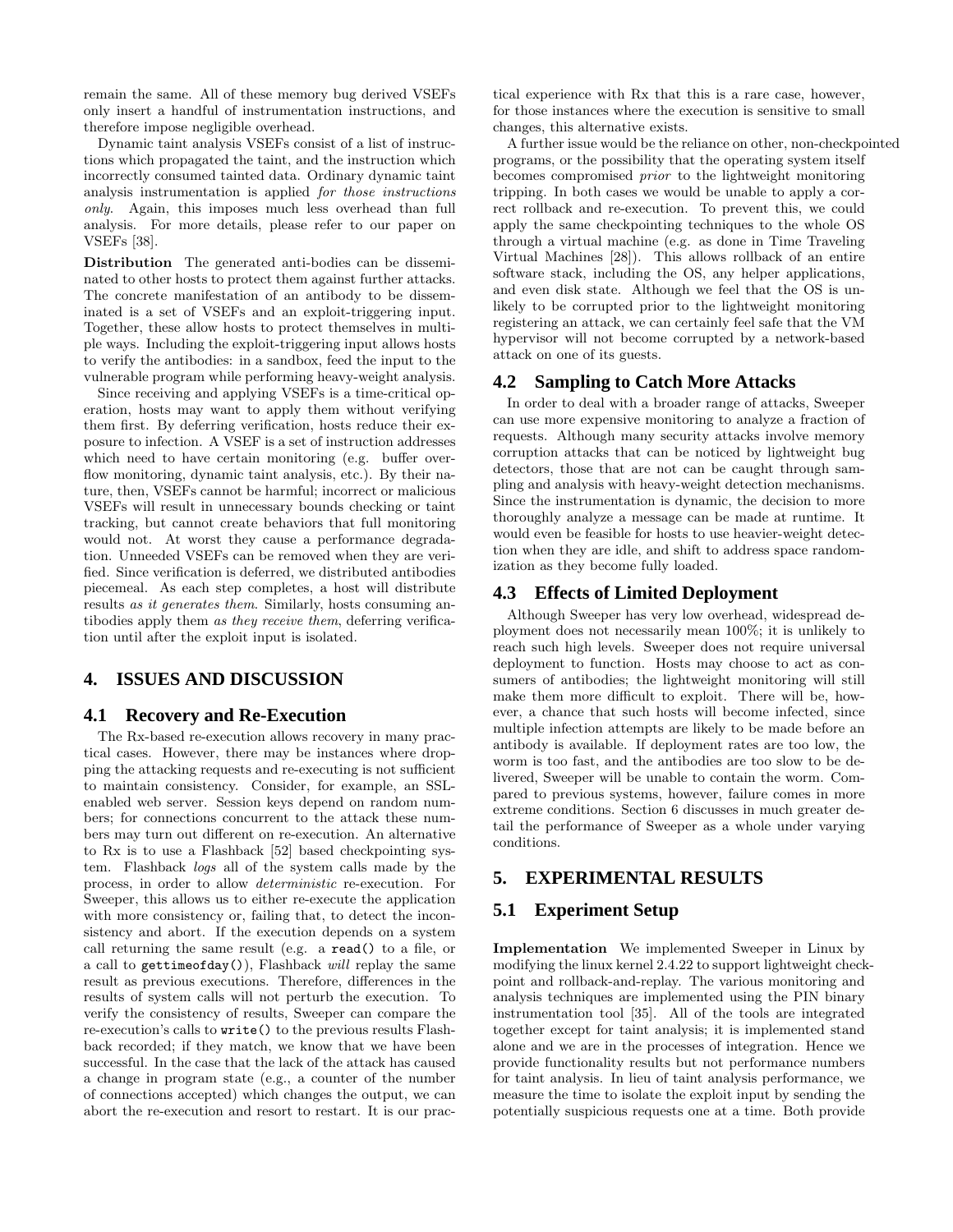remain the same. All of these memory bug derived VSEFs only insert a handful of instrumentation instructions, and therefore impose negligible overhead.

Dynamic taint analysis VSEFs consist of a list of instructions which propagated the taint, and the instruction which incorrectly consumed tainted data. Ordinary dynamic taint analysis instrumentation is applied *for those instructions only*. Again, this imposes much less overhead than full analysis. For more details, please refer to our paper on VSEFs [38].

**Distribution** The generated anti-bodies can be disseminated to other hosts to protect them against further attacks. The concrete manifestation of an antibody to be disseminated is a set of VSEFs and an exploit-triggering input. Together, these allow hosts to protect themselves in multiple ways. Including the exploit-triggering input allows hosts to verify the antibodies: in a sandbox, feed the input to the vulnerable program while performing heavy-weight analysis.

Since receiving and applying VSEFs is a time-critical operation, hosts may want to apply them without verifying them first. By deferring verification, hosts reduce their exposure to infection. A VSEF is a set of instruction addresses which need to have certain monitoring (e.g. buffer overflow monitoring, dynamic taint analysis, etc.). By their nature, then, VSEFs cannot be harmful; incorrect or malicious VSEFs will result in unnecessary bounds checking or taint tracking, but cannot create behaviors that full monitoring would not. At worst they cause a performance degradation. Unneeded VSEFs can be removed when they are verified. Since verification is deferred, we distributed antibodies piecemeal. As each step completes, a host will distribute results *as it generates them*. Similarly, hosts consuming antibodies apply them *as they receive them*, deferring verification until after the exploit input is isolated.

## 4. ISSUES AND DISCUSSION

### 4.1 Recovery and Re-Execution

The Rx-based re-execution allows recovery in many practical cases. However, there may be instances where dropping the attacking requests and re-executing is not sufficient to maintain consistency. Consider, for example, an SSL-enabled web server. Session keys depend on random numbers; for connections concurrent to the attack these numbers may turn out different on re-execution. An alternative to Rx is to use a Flashback [52] based checkpointing system. Flashback *logs* all of the system calls made by the process, in order to allow *deterministic* re-execution. For Sweeper, this allows us to either re-execute the application with more consistency or, failing that, to detect the inconsistency and abort. If the execution depends on a system call returning the same result (e.g. a `read()` to a file, or a call to `gettimeofday()`), Flashback *will* replay the same result as previous executions. Therefore, differences in the results of system calls will not perturb the execution. To verify the consistency of results, Sweeper can compare the re-execution's calls to `write()` to the previous results Flashback recorded; if they match, we know that we have been successful. In the case that the lack of the attack has caused a change in program state (e.g., a counter of the number of connections accepted) which changes the output, we can abort the re-execution and resort to restart. It is our practical experience with Rx that this is a rare case, however, for those instances where the execution is sensitive to small changes, this alternative exists.

A further issue would be the reliance on other, non-checkpointed programs, or the possibility that the operating system itself becomes compromised *prior* to the lightweight monitoring tripping. In both cases we would be unable to apply a correct rollback and re-execution. To prevent this, we could apply the same checkpointing techniques to the whole OS through a virtual machine (e.g. as done in Time Traveling Virtual Machines [28]). This allows rollback of an entire software stack, including the OS, any helper applications, and even disk state. Although we feel that the OS is unlikely to be corrupted prior to the lightweight monitoring registering an attack, we can certainly feel safe that the VM hypervisor will not become corrupted by a network-based attack on one of its guests.

### 4.2 Sampling to Catch More Attacks

In order to deal with a broader range of attacks, Sweeper can use more expensive monitoring to analyze a fraction of requests. Although many security attacks involve memory corruption attacks that can be noticed by lightweight bug detectors, those that are not can be caught through sampling and analysis with heavy-weight detection mechanisms. Since the instrumentation is dynamic, the decision to more thoroughly analyze a message can be made at runtime. It would even be feasible for hosts to use heavier-weight detection when they are idle, and shift to address space randomization as they become fully loaded.

### 4.3 Effects of Limited Deployment

Although Sweeper has very low overhead, widespread deployment does not necessarily mean 100%; it is unlikely to reach such high levels. Sweeper does not require universal deployment to function. Hosts may choose to act as consumers of antibodies; the lightweight monitoring will still make them more difficult to exploit. There will be, however, a chance that such hosts will become infected, since multiple infection attempts are likely to be made before an antibody is available. If deployment rates are too low, the worm is too fast, and the antibodies are too slow to be delivered, Sweeper will be unable to contain the worm. Compared to previous systems, however, failure comes in more extreme conditions. Section 6 discusses in much greater detail the performance of Sweeper as a whole under varying conditions.

## 5. EXPERIMENTAL RESULTS

### 5.1 Experiment Setup

**Implementation** We implemented Sweeper in Linux by modifying the linux kernel 2.4.22 to support lightweight checkpoint and rollback-and-replay. The various monitoring and analysis techniques are implemented using the PIN binary instrumentation tool [35]. All of the tools are integrated together except for taint analysis; it is implemented stand alone and we are in the processes of integration. Hence we provide functionality results but not performance numbers for taint analysis. In lieu of taint analysis performance, we measure the time to isolate the exploit input by sending the potentially suspicious requests one at a time. Both provide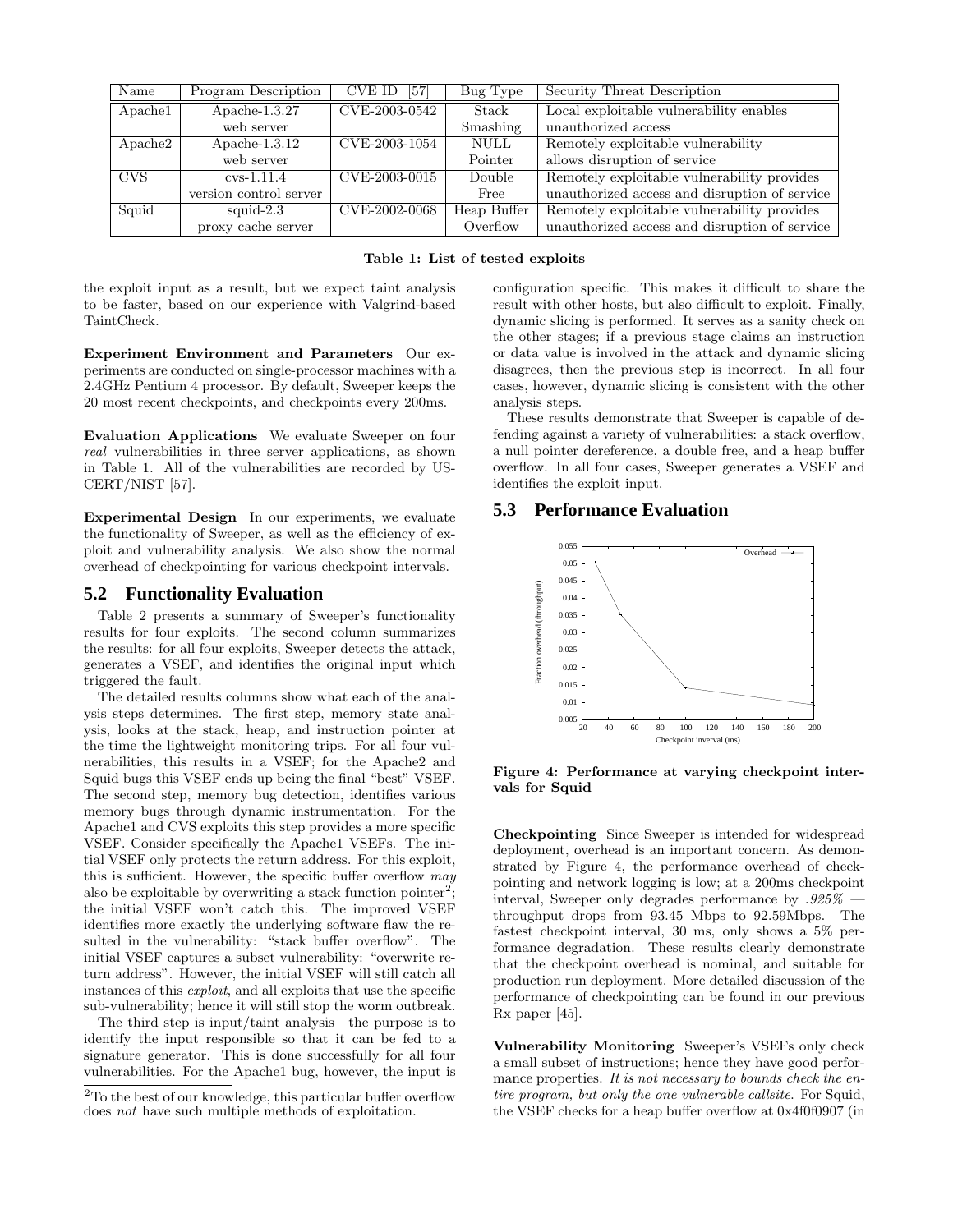| Name | Program Description | CVE ID [57] | Bug Type | Security Threat Description |
|---|---|---|---|---|
| Apache1 | Apache-1.3.27 web server | CVE-2003-0542 | Stack Smashing | Local exploitable vulnerability enables unauthorized access |
| Apache2 | Apache-1.3.12 web server | CVE-2003-1054 | NULL Pointer | Remotely exploitable vulnerability allows disruption of service |
| CVS | cvs-1.11.4 version control server | CVE-2003-0015 | Double Free | Remotely exploitable vulnerability provides unauthorized access and disruption of service |
| Squid | squid-2.3 proxy cache server | CVE-2002-0068 | Heap Buffer Overflow | Remotely exploitable vulnerability provides unauthorized access and disruption of service |

**Table 1: List of tested exploits**

the exploit input as a result, but we expect taint analysis to be faster, based on our experience with Valgrind-based TaintCheck.

**Experiment Environment and Parameters** Our experiments are conducted on single-processor machines with a 2.4GHz Pentium 4 processor. By default, Sweeper keeps the 20 most recent checkpoints, and checkpoints every 200ms.

**Evaluation Applications** We evaluate Sweeper on four *real* vulnerabilities in three server applications, as shown in Table 1. All of the vulnerabilities are recorded by US-CERT/NIST [57].

**Experimental Design** In our experiments, we evaluate the functionality of Sweeper, as well as the efficiency of exploit and vulnerability analysis. We also show the normal overhead of checkpointing for various checkpoint intervals.

## 5.2 Functionality Evaluation

Table 2 presents a summary of Sweeper's functionality results for four exploits. The second column summarizes the results: for all four exploits, Sweeper detects the attack, generates a VSEF, and identifies the original input which triggered the fault.

The detailed results columns show what each of the analysis steps determines. The first step, memory state analysis, looks at the stack, heap, and instruction pointer at the time the lightweight monitoring trips. For all four vulnerabilities, this results in a VSEF; for the Apache2 and Squid bugs this VSEF ends up being the final "best" VSEF. The second step, memory bug detection, identifies various memory bugs through dynamic instrumentation. For the Apache1 and CVS exploits this step provides a more specific VSEF. Consider specifically the Apache1 VSEFs. The initial VSEF only protects the return address. For this exploit, this is sufficient. However, the specific buffer overflow *may* also be exploitable by overwriting a stack function pointer[2]; the initial VSEF won't catch this. The improved VSEF identifies more exactly the underlying software flaw the resulted in the vulnerability: "stack buffer overflow". The initial VSEF captures a subset vulnerability: "overwrite return address". However, the initial VSEF will still catch all instances of this *exploit*, and all exploits that use the specific sub-vulnerability; hence it will still stop the worm outbreak.

The third step is input/taint analysis—the purpose is to identify the input responsible so that it can be fed to a signature generator. This is done successfully for all four vulnerabilities. For the Apache1 bug, however, the input is configuration specific. This makes it difficult to share the result with other hosts, but also difficult to exploit. Finally, dynamic slicing is performed. It serves as a sanity check on the other stages; if a previous stage claims an instruction or data value is involved in the attack and dynamic slicing disagrees, then the previous step is incorrect. In all four cases, however, dynamic slicing is consistent with the other analysis steps.

These results demonstrate that Sweeper is capable of defending against a variety of vulnerabilities: a stack overflow, a null pointer dereference, a double free, and a heap buffer overflow. In all four cases, Sweeper generates a VSEF and identifies the exploit input.

[2] To the best of our knowledge, this particular buffer overflow does *not* have such multiple methods of exploitation.

## 5.3 Performance Evaluation

**Figure 4: Performance at varying checkpoint intervals for Squid**

**Checkpointing** Since Sweeper is intended for widespread deployment, overhead is an important concern. As demonstrated by Figure 4, the performance overhead of checkpointing and network logging is low; at a 200ms checkpoint interval, Sweeper only degrades performance by *.925%* — throughput drops from 93.45 Mbps to 92.59Mbps. The fastest checkpoint interval, 30 ms, only shows a 5% performance degradation. These results clearly demonstrate that the checkpoint overhead is nominal, and suitable for production run deployment. More detailed discussion of the performance of checkpointing can be found in our previous Rx paper [45].

**Vulnerability Monitoring** Sweeper's VSEFs only check a small subset of instructions; hence they have good performance properties. *It is not necessary to bounds check the entire program, but only the one vulnerable callsite.* For Squid, the VSEF checks for a heap buffer overflow at 0x4f0f0907 (in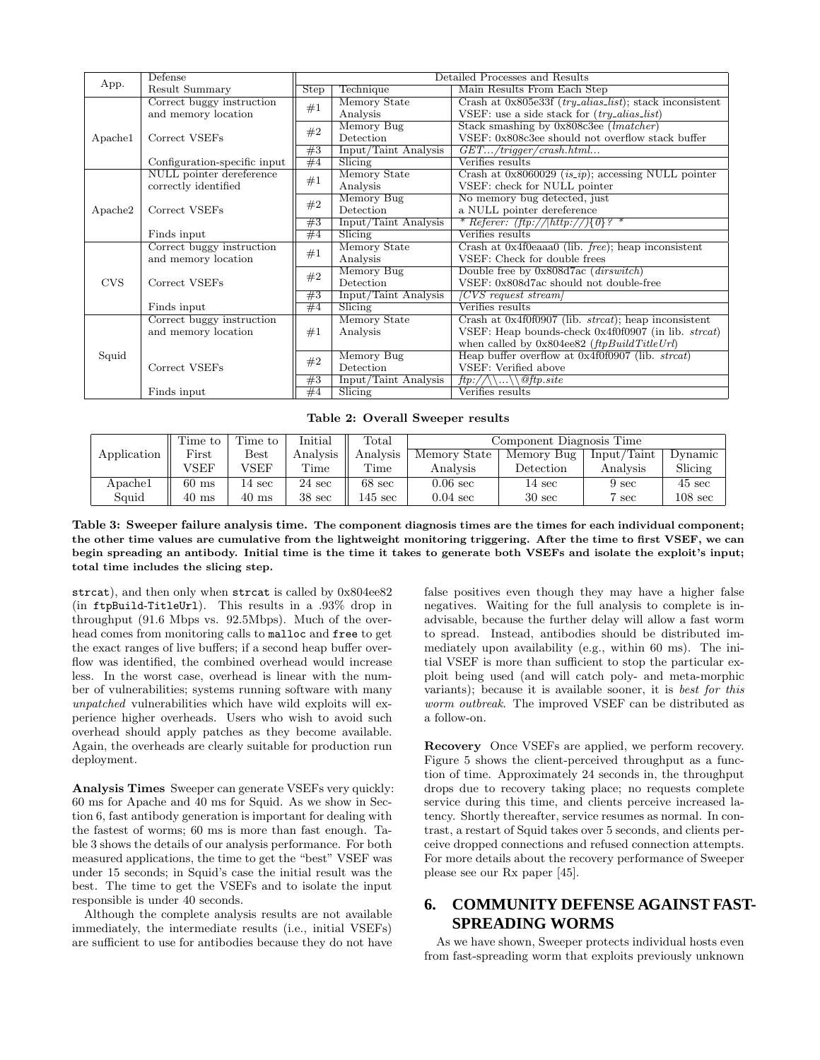| App. | Defense Result Summary | Step | Technique | Main Results From Each Step |
|---|---|---|---|---|
| Apache1 | Correct buggy instruction and memory location | #1 | Memory State Analysis | Crash at 0x805e33f (*try_alias_list*); stack inconsistent VSEF: use a side stack for (*try_alias_list*) |
| | Correct VSEFs | #2 | Memory Bug Detection | Stack smashing by 0x808c3ee (*lmatcher*) VSEF: 0x808c3ee should not overflow stack buffer |
| | | #3 | Input/Taint Analysis | *GET.../trigger/crash.html...* |
| | Configuration-specific input | #4 | Slicing | Verifies results |
| Apache2 | NULL pointer dereference correctly identified | #1 | Memory State Analysis | Crash at 0x8060029 (*is_ip*); accessing NULL pointer VSEF: check for NULL pointer |
| | Correct VSEFs | #2 | Memory Bug Detection | No memory bug detected, just a NULL pointer dereference |
| | | #3 | Input/Taint Analysis | *\* Referer: (ftp://\|http://){0}? \** |
| | Finds input | #4 | Slicing | Verifies results |
| CVS | Correct buggy instruction and memory location | #1 | Memory State Analysis | Crash at 0x4f0eaaa0 (lib. *free*); heap inconsistent VSEF: Check for double frees |
| | Correct VSEFs | #2 | Memory Bug Detection | Double free by 0x808d7ac (*dirswitch*) VSEF: 0x808d7ac should not double-free |
| | | #3 | Input/Taint Analysis | *[CVS request stream]* |
| | Finds input | #4 | Slicing | Verifies results |
| Squid | Correct buggy instruction and memory location | #1 | Memory State Analysis | Crash at 0x4f0f0907 (lib. *strcat*); heap inconsistent VSEF: Heap bounds-check 0x4f0f0907 (in lib. *strcat*) when called by 0x804ee82 (*ftpBuildTitleUrl*) |
| | Correct VSEFs | #2 | Memory Bug Detection | Heap buffer overflow at 0x4f0f0907 (lib. *strcat*) VSEF: Verified above |
| | | #3 | Input/Taint Analysis | *ftp://\\...\\@ftp.site* |
| | Finds input | #4 | Slicing | Verifies results |

**Table 2: Overall Sweeper results**

| Application | Time to First VSEF | Time to Best VSEF | Initial Analysis Time | Total Analysis Time | Component Diagnosis Time | | | |
|---|---|---|---|---|---|---|---|---|
| | | | | | Memory State Analysis | Memory Bug Detection | Input/Taint Analysis | Dynamic Slicing |
| Apache1 | 60 ms | 14 sec | 24 sec | 68 sec | 0.06 sec | 14 sec | 9 sec | 45 sec |
| Squid | 40 ms | 40 ms | 38 sec | 145 sec | 0.04 sec | 30 sec | 7 sec | 108 sec |

**Table 3: Sweeper failure analysis time. The component diagnosis times are the times for each individual component; the other time values are cumulative from the lightweight monitoring triggering. After the time to first VSEF, we can begin spreading an antibody. Initial time is the time it takes to generate both VSEFs and isolate the exploit's input; total time includes the slicing step.**

strcat), and then only when strcat is called by 0x804ee82 (in ftpBuild-TitleUrl). This results in a .93% drop in throughput (91.6 Mbps vs. 92.5Mbps). Much of the overhead comes from monitoring calls to malloc and free to get the exact ranges of live buffers; if a second heap buffer overflow was identified, the combined overhead would increase less. In the worst case, overhead is linear with the number of vulnerabilities; systems running software with many *unpatched* vulnerabilities which have wild exploits will experience higher overheads. Users who wish to avoid such overhead should apply patches as they become available. Again, the overheads are clearly suitable for production run deployment.

**Analysis Times** Sweeper can generate VSEFs very quickly: 60 ms for Apache and 40 ms for Squid. As we show in Section 6, fast antibody generation is important for dealing with the fastest of worms; 60 ms is more than fast enough. Table 3 shows the details of our analysis performance. For both measured applications, the time to get the "best" VSEF was under 15 seconds; in Squid's case the initial result was the best. The time to get the VSEFs and to isolate the input responsible is under 40 seconds.

Although the complete analysis results are not available immediately, the intermediate results (i.e., initial VSEFs) are sufficient to use for antibodies because they do not have false positives even though they may have a higher false negatives. Waiting for the full analysis to complete is inadvisable, because the further delay will allow a fast worm to spread. Instead, antibodies should be distributed immediately upon availability (e.g., within 60 ms). The initial VSEF is more than sufficient to stop the particular exploit being used (and will catch poly- and meta-morphic variants); because it is available sooner, it is *best for this worm outbreak*. The improved VSEF can be distributed as a follow-on.

**Recovery** Once VSEFs are applied, we perform recovery. Figure 5 shows the client-perceived throughput as a function of time. Approximately 24 seconds in, the throughput drops due to recovery taking place; no requests complete service during this time, and clients perceive increased latency. Shortly thereafter, service resumes as normal. In contrast, a restart of Squid takes over 5 seconds, and clients perceive dropped connections and refused connection attempts. For more details about the recovery performance of Sweeper please see our Rx paper [45].

## 6. COMMUNITY DEFENSE AGAINST FAST-SPREADING WORMS

As we have shown, Sweeper protects individual hosts even from fast-spreading worm that exploits previously unknown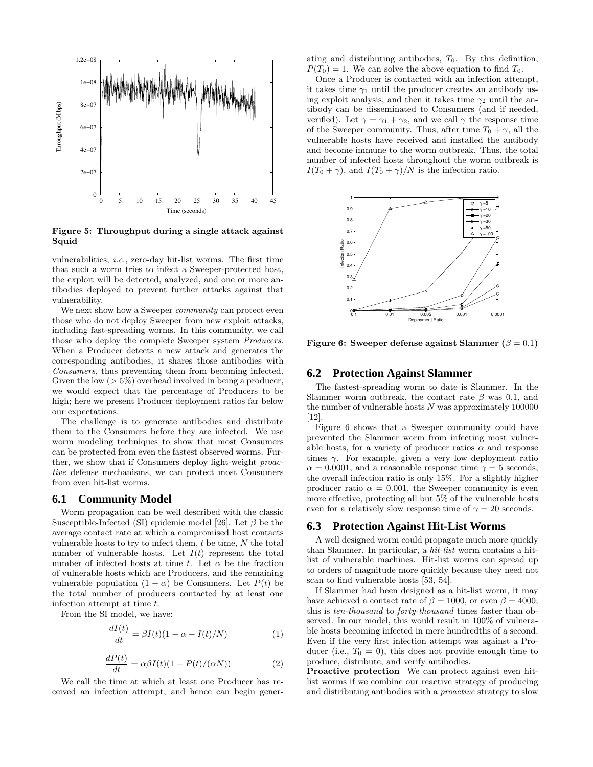Figure 5: Throughput during a single attack against Squid

vulnerabilities, *i.e.*, zero-day hit-list worms. The first time that such a worm tries to infect a Sweeper-protected host, the exploit will be detected, analyzed, and one or more antibodies deployed to prevent further attacks against that vulnerability.

We next show how a Sweeper *community* can protect even those who do not deploy Sweeper from new exploit attacks, including fast-spreading worms. In this community, we call those who deploy the complete Sweeper system *Producers*. When a Producer detects a new attack and generates the corresponding antibodies, it shares those antibodies with *Consumers*, thus preventing them from becoming infected. Given the low ($> 5\%$) overhead involved in being a producer, we would expect that the percentage of Producers to be high; here we present Producer deployment ratios far below our expectations.

The challenge is to generate antibodies and distribute them to the Consumers before they are infected. We use worm modeling techniques to show that most Consumers can be protected from even the fastest observed worms. Further, we show that if Consumers deploy light-weight *proactive* defense mechanisms, we can protect most Consumers from even hit-list worms.

## 6.1 Community Model

Worm propagation can be well described with the classic Susceptible-Infected (SI) epidemic model [26]. Let $\beta$ be the average contact rate at which a compromised host contacts vulnerable hosts to try to infect them, $t$ be time, $N$ the total number of vulnerable hosts. Let $I(t)$ represent the total number of infected hosts at time $t$. Let $\alpha$ be the fraction of vulnerable hosts which are Producers, and the remaining vulnerable population $(1 - \alpha)$ be Consumers. Let $P(t)$ be the total number of producers contacted by at least one infection attempt at time $t$.

From the SI model, we have:

$$\frac{dI(t)}{dt} = \beta I(t)(1 - \alpha - I(t)/N) \tag{1}$$

$$\frac{dP(t)}{dt} = \alpha\beta I(t)(1 - P(t)/(\alpha N)) \tag{2}$$

We call the time at which at least one Producer has received an infection attempt, and hence can begin generating and distributing antibodies, $T_0$. By this definition, $P(T_0) = 1$. We can solve the above equation to find $T_0$.

Once a Producer is contacted with an infection attempt, it takes time $\gamma_1$ until the producer creates an antibody using exploit analysis, and then it takes time $\gamma_2$ until the antibody can be disseminated to Consumers (and if needed, verified). Let $\gamma = \gamma_1 + \gamma_2$, and we call $\gamma$ the response time of the Sweeper community. Thus, after time $T_0 + \gamma$, all the vulnerable hosts have received and installed the antibody and become immune to the worm outbreak. Thus, the total number of infected hosts throughout the worm outbreak is $I(T_0 + \gamma)$, and $I(T_0 + \gamma)/N$ is the infection ratio.

Figure 6: Sweeper defense against Slammer ($\beta = 0.1$)

## 6.2 Protection Against Slammer

The fastest-spreading worm to date is Slammer. In the Slammer worm outbreak, the contact rate $\beta$ was 0.1, and the number of vulnerable hosts $N$ was approximately 100000 [12].

Figure 6 shows that a Sweeper community could have prevented the Slammer worm from infecting most vulnerable hosts, for a variety of producer ratios $\alpha$ and response times $\gamma$. For example, given a very low deployment ratio $\alpha = 0.0001$, and a reasonable response time $\gamma = 5$ seconds, the overall infection ratio is only 15%. For a slightly higher producer ratio $\alpha = 0.001$, the Sweeper community is even more effective, protecting all but 5% of the vulnerable hosts even for a relatively slow response time of $\gamma = 20$ seconds.

## 6.3 Protection Against Hit-List Worms

A well designed worm could propagate much more quickly than Slammer. In particular, a *hit-list* worm contains a hit-list of vulnerable machines. Hit-list worms can spread up to orders of magnitude more quickly because they need not scan to find vulnerable hosts [53, 54].

If Slammer had been designed as a hit-list worm, it may have achieved a contact rate of $\beta = 1000$, or even $\beta = 4000$; this is *ten-thousand* to *forty-thousand* times faster than observed. In our model, this would result in 100% of vulnerable hosts becoming infected in mere hundredths of a second. Even if the very first infection attempt was against a Producer (i.e., $T_0 = 0$), this does not provide enough time to produce, distribute, and verify antibodies.

**Proactive protection** We can protect against even hit-list worms if we combine our reactive strategy of producing and distributing antibodies with a *proactive* strategy to slow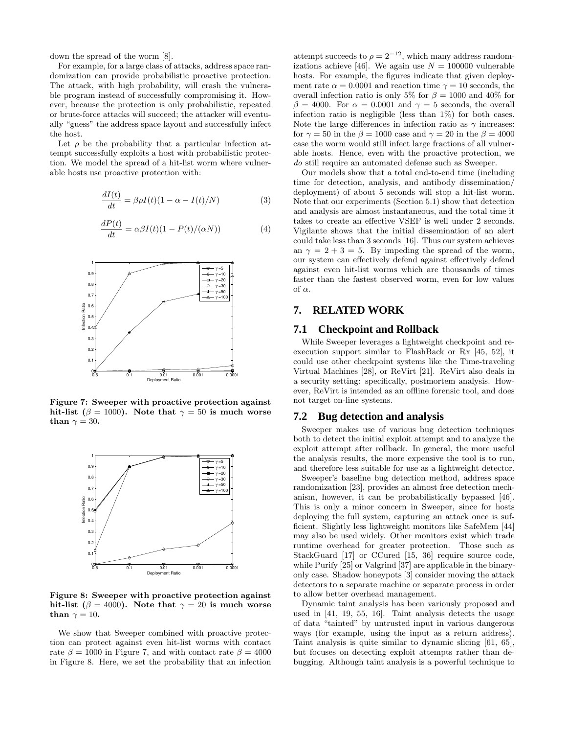down the spread of the worm [8].

For example, for a large class of attacks, address space randomization can provide probabilistic proactive protection. The attack, with high probability, will crash the vulnerable program instead of successfully compromising it. However, because the protection is only probabilistic, repeated or brute-force attacks will succeed; the attacker will eventually "guess" the address space layout and successfully infect the host.

Let $\rho$ be the probability that a particular infection attempt successfully exploits a host with probabilistic protection. We model the spread of a hit-list worm where vulnerable hosts use proactive protection with:

$$\frac{dI(t)}{dt} = \beta \rho I(t)(1 - \alpha - I(t)/N) \quad (3)$$

$$\frac{dP(t)}{dt} = \alpha \beta I(t)(1 - P(t)/(\alpha N)) \quad (4)$$

**Figure 7: Sweeper with proactive protection against hit-list ($\beta = 1000$). Note that $\gamma = 50$ is much worse than $\gamma = 30$.**

**Figure 8: Sweeper with proactive protection against hit-list ($\beta = 4000$). Note that $\gamma = 20$ is much worse than $\gamma = 10$.**

We show that Sweeper combined with proactive protection can protect against even hit-list worms with contact rate $\beta = 1000$ in Figure 7, and with contact rate $\beta = 4000$ in Figure 8. Here, we set the probability that an infection attempt succeeds to $\rho = 2^{-12}$, which many address randomizations achieve [46]. We again use $N = 100000$ vulnerable hosts. For example, the figures indicate that given deployment rate $\alpha = 0.0001$ and reaction time $\gamma = 10$ seconds, the overall infection ratio is only 5% for $\beta = 1000$ and 40% for $\beta = 4000$. For $\alpha = 0.0001$ and $\gamma = 5$ seconds, the overall infection ratio is negligible (less than 1%) for both cases. Note the large differences in infection ratio as $\gamma$ increases: for $\gamma = 50$ in the $\beta = 1000$ case and $\gamma = 20$ in the $\beta = 4000$ case the worm would still infect large fractions of all vulnerable hosts. Hence, even with the proactive protection, we *do* still require an automated defense such as Sweeper.

Our models show that a total end-to-end time (including time for detection, analysis, and antibody dissemination/deployment) of about 5 seconds will stop a hit-list worm. Note that our experiments (Section 5.1) show that detection and analysis are almost instantaneous, and the total time it takes to create an effective VSEF is well under 2 seconds. Vigilante shows that the initial dissemination of an alert could take less than 3 seconds [16]. Thus our system achieves an $\gamma = 2 + 3 = 5$. By impeding the spread of the worm, our system can effectively defend against effectively defend against even hit-list worms which are thousands of times faster than the fastest observed worm, even for low values of $\alpha$.

## 7. RELATED WORK

### 7.1 Checkpoint and Rollback

While Sweeper leverages a lightweight checkpoint and re-execution support similar to FlashBack or Rx [45, 52], it could use other checkpoint systems like the Time-traveling Virtual Machines [28], or ReVirt [21]. ReVirt also deals in a security setting: specifically, postmortem analysis. However, ReVirt is intended as an offline forensic tool, and does not target on-line systems.

### 7.2 Bug detection and analysis

Sweeper makes use of various bug detection techniques both to detect the initial exploit attempt and to analyze the exploit attempt after rollback. In general, the more useful the analysis results, the more expensive the tool is to run, and therefore less suitable for use as a lightweight detector.

Sweeper's baseline bug detection method, address space randomization [23], provides an almost free detection mechanism, however, it can be probabilistically bypassed [46]. This is only a minor concern in Sweeper, since for hosts deploying the full system, capturing an attack once is sufficient. Slightly less lightweight monitors like SafeMem [44] may also be used widely. Other monitors exist which trade runtime overhead for greater protection. Those such as StackGuard [17] or CCured [15, 36] require source code, while Purify [25] or Valgrind [37] are applicable in the binary-only case. Shadow honeypots [3] consider moving the attack detectors to a separate machine or separate process in order to allow better overhead management.

Dynamic taint analysis has been variously proposed and used in [41, 19, 55, 16]. Taint analysis detects the usage of data "tainted" by untrusted input in various dangerous ways (for example, using the input as a return address). Taint analysis is quite similar to dynamic slicing [61, 65], but focuses on detecting exploit attempts rather than debugging. Although taint analysis is a powerful technique to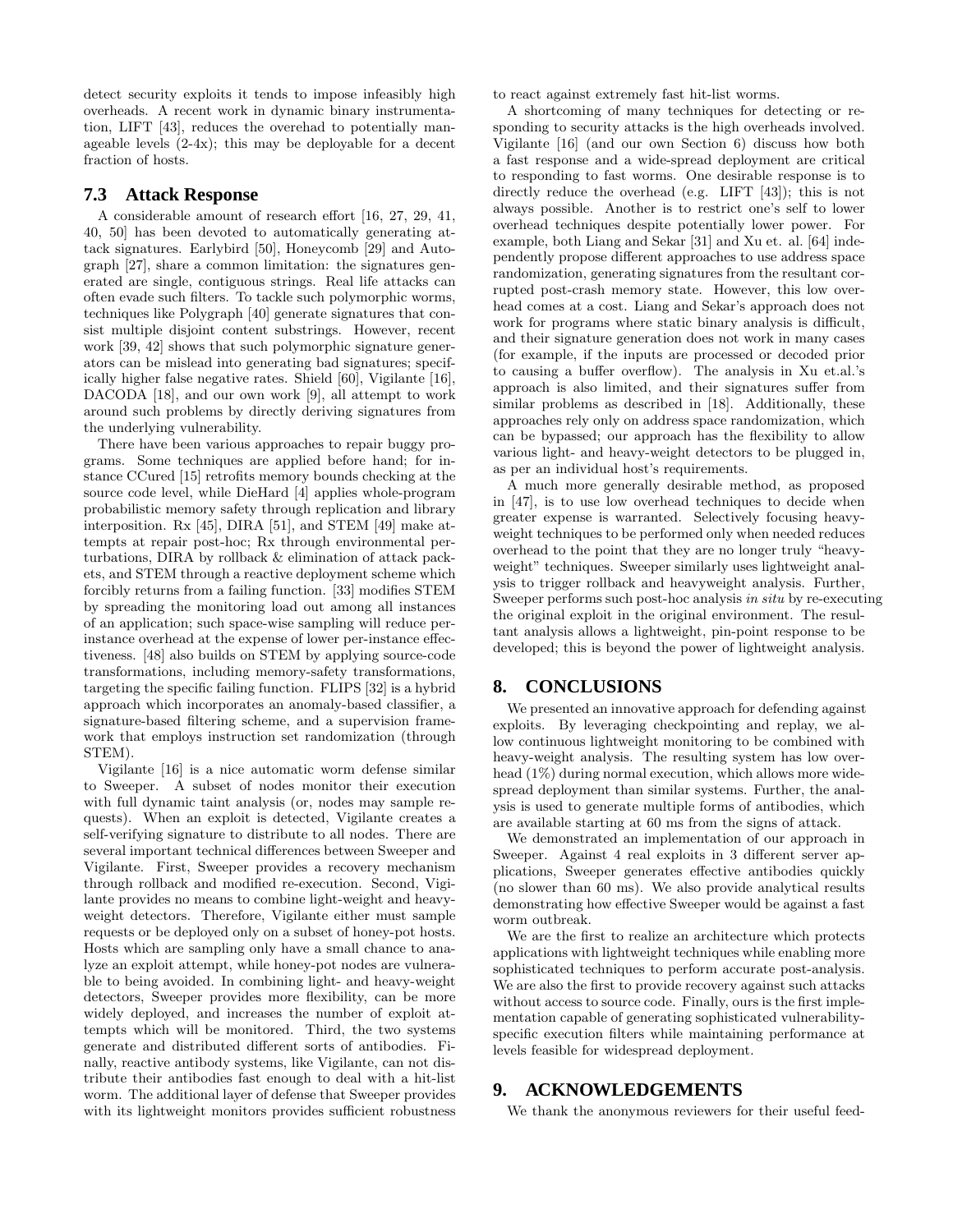detect security exploits it tends to impose infeasibly high overheads. A recent work in dynamic binary instrumentation, LIFT [43], reduces the overehad to potentially manageable levels (2-4x); this may be deployable for a decent fraction of hosts.

### 7.3 Attack Response

A considerable amount of research effort [16, 27, 29, 41, 40, 50] has been devoted to automatically generating attack signatures. Earlybird [50], Honeycomb [29] and Autograph [27], share a common limitation: the signatures generated are single, contiguous strings. Real life attacks can often evade such filters. To tackle such polymorphic worms, techniques like Polygraph [40] generate signatures that consist multiple disjoint content substrings. However, recent work [39, 42] shows that such polymorphic signature generators can be mislead into generating bad signatures; specifically higher false negative rates. Shield [60], Vigilante [16], DACODA [18], and our own work [9], all attempt to work around such problems by directly deriving signatures from the underlying vulnerability.

There have been various approaches to repair buggy programs. Some techniques are applied before hand; for instance CCured [15] retrofits memory bounds checking at the source code level, while DieHard [4] applies whole-program probabilistic memory safety through replication and library interposition. Rx [45], DIRA [51], and STEM [49] make attempts at repair post-hoc; Rx through environmental perturbations, DIRA by rollback & elimination of attack packets, and STEM through a reactive deployment scheme which forcibly returns from a failing function. [33] modifies STEM by spreading the monitoring load out among all instances of an application; such space-wise sampling will reduce per-instance overhead at the expense of lower per-instance effectiveness. [48] also builds on STEM by applying source-code transformations, including memory-safety transformations, targeting the specific failing function. FLIPS [32] is a hybrid approach which incorporates an anomaly-based classifier, a signature-based filtering scheme, and a supervision framework that employs instruction set randomization (through STEM).

Vigilante [16] is a nice automatic worm defense similar to Sweeper. A subset of nodes monitor their execution with full dynamic taint analysis (or, nodes may sample requests). When an exploit is detected, Vigilante creates a self-verifying signature to distribute to all nodes. There are several important technical differences between Sweeper and Vigilante. First, Sweeper provides a recovery mechanism through rollback and modified re-execution. Second, Vigilante provides no means to combine light-weight and heavy-weight detectors. Therefore, Vigilante either must sample requests or be deployed only on a subset of honey-pot hosts. Hosts which are sampling only have a small chance to analyze an exploit attempt, while honey-pot nodes are vulnerable to being avoided. In combining light- and heavy-weight detectors, Sweeper provides more flexibility, can be more widely deployed, and increases the number of exploit attempts which will be monitored. Third, the two systems generate and distributed different sorts of antibodies. Finally, reactive antibody systems, like Vigilante, can not distribute their antibodies fast enough to deal with a hit-list worm. The additional layer of defense that Sweeper provides with its lightweight monitors provides sufficient robustness to react against extremely fast hit-list worms.

A shortcoming of many techniques for detecting or responding to security attacks is the high overheads involved. Vigilante [16] (and our own Section 6) discuss how both a fast response and a wide-spread deployment are critical to responding to fast worms. One desirable response is to directly reduce the overhead (e.g. LIFT [43]); this is not always possible. Another is to restrict one's self to lower overhead techniques despite potentially lower power. For example, both Liang and Sekar [31] and Xu et. al. [64] independently propose different approaches to use address space randomization, generating signatures from the resultant corrupted post-crash memory state. However, this low overhead comes at a cost. Liang and Sekar's approach does not work for programs where static binary analysis is difficult, and their signature generation does not work in many cases (for example, if the inputs are processed or decoded prior to causing a buffer overflow). The analysis in Xu et.al.'s approach is also limited, and their signatures suffer from similar problems as described in [18]. Additionally, these approaches rely only on address space randomization, which can be bypassed; our approach has the flexibility to allow various light- and heavy-weight detectors to be plugged in, as per an individual host's requirements.

A much more generally desirable method, as proposed in [47], is to use low overhead techniques to decide when greater expense is warranted. Selectively focusing heavy-weight techniques to be performed only when needed reduces overhead to the point that they are no longer truly "heavy-weight" techniques. Sweeper similarly uses lightweight analysis to trigger rollback and heavyweight analysis. Further, Sweeper performs such post-hoc analysis *in situ* by re-executing the original exploit in the original environment. The resultant analysis allows a lightweight, pin-point response to be developed; this is beyond the power of lightweight analysis.

## 8. CONCLUSIONS

We presented an innovative approach for defending against exploits. By leveraging checkpointing and replay, we allow continuous lightweight monitoring to be combined with heavy-weight analysis. The resulting system has low overhead (1%) during normal execution, which allows more wide-spread deployment than similar systems. Further, the analysis is used to generate multiple forms of antibodies, which are available starting at 60 ms from the signs of attack.

We demonstrated an implementation of our approach in Sweeper. Against 4 real exploits in 3 different server applications, Sweeper generates effective antibodies quickly (no slower than 60 ms). We also provide analytical results demonstrating how effective Sweeper would be against a fast worm outbreak.

We are the first to realize an architecture which protects applications with lightweight techniques while enabling more sophisticated techniques to perform accurate post-analysis. We are also the first to provide recovery against such attacks without access to source code. Finally, ours is the first implementation capable of generating sophisticated vulnerability-specific execution filters while maintaining performance at levels feasible for widespread deployment.

## 9. ACKNOWLEDGEMENTS

We thank the anonymous reviewers for their useful feed-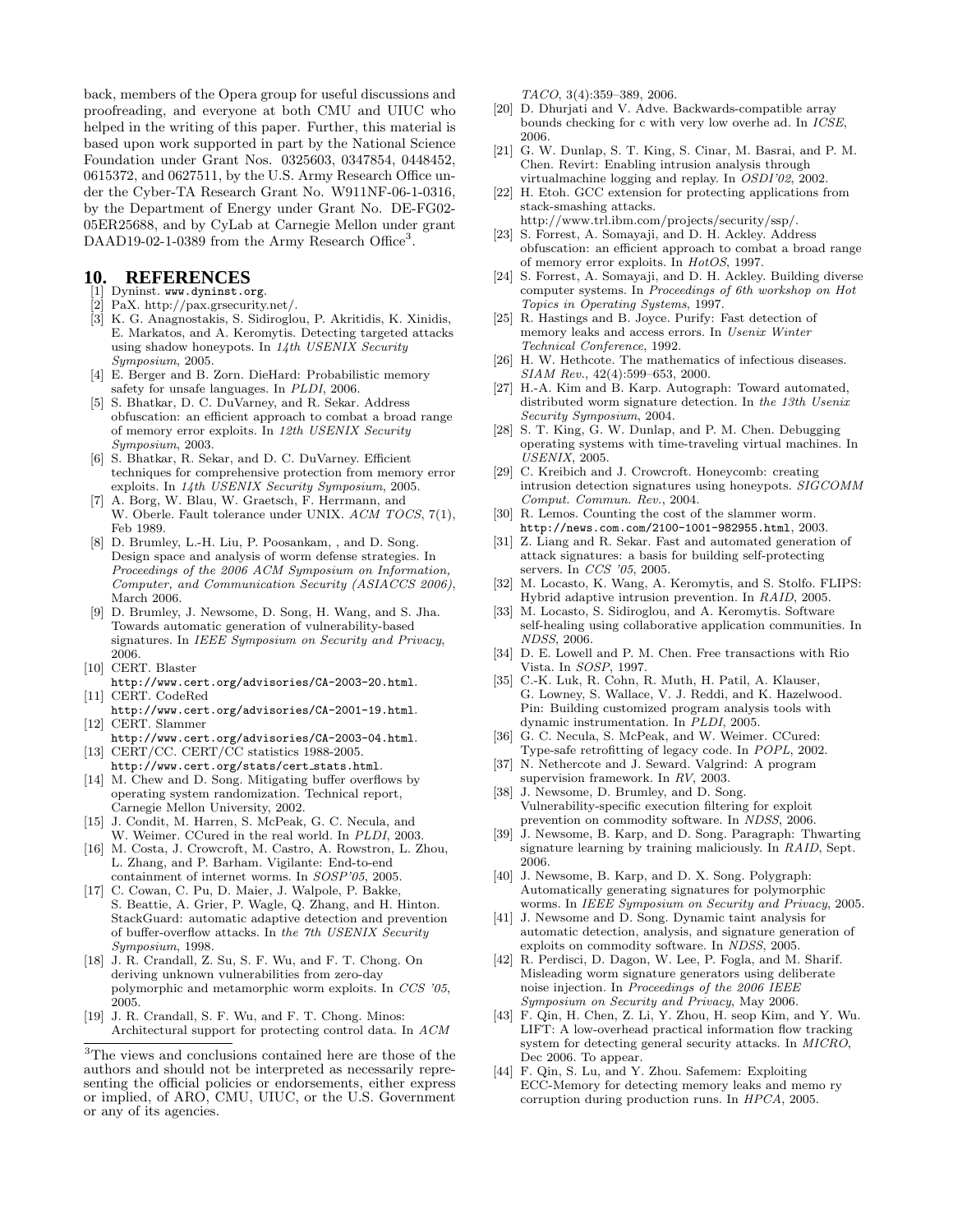back, members of the Opera group for useful discussions and proofreading, and everyone at both CMU and UIUC who helped in the writing of this paper. Further, this material is based upon work supported in part by the National Science Foundation under Grant Nos. 0325603, 0347854, 0448452, 0615372, and 0627511, by the U.S. Army Research Office under the Cyber-TA Research Grant No. W911NF-06-1-0316, by the Department of Energy under Grant No. DE-FG02-05ER25688, and by CyLab at Carnegie Mellon under grant DAAD19-02-1-0389 from the Army Research Office[3].

[3]The views and conclusions contained here are those of the authors and should not be interpreted as necessarily representing the official policies or endorsements, either express or implied, of ARO, CMU, UIUC, or the U.S. Government or any of its agencies.

## 10. REFERENCES

[1] Dyninst. www.dyninst.org.

[2] PaX. http://pax.grsecurity.net/.

[3] K. G. Anagnostakis, S. Sidiroglou, P. Akritidis, K. Xinidis, E. Markatos, and A. Keromytis. Detecting targeted attacks using shadow honeypots. In *14th USENIX Security Symposium*, 2005.

[4] E. Berger and B. Zorn. DieHard: Probabilistic memory safety for unsafe languages. In *PLDI*, 2006.

[5] S. Bhatkar, D. C. DuVarney, and R. Sekar. Address obfuscation: an efficient approach to combat a broad range of memory error exploits. In *12th USENIX Security Symposium*, 2003.

[6] S. Bhatkar, R. Sekar, and D. C. DuVarney. Efficient techniques for comprehensive protection from memory error exploits. In *14th USENIX Security Symposium*, 2005.

[7] A. Borg, W. Blau, W. Graetsch, F. Herrmann, and W. Oberle. Fault tolerance under UNIX. *ACM TOCS*, 7(1), Feb 1989.

[8] D. Brumley, L.-H. Liu, P. Poosankam, , and D. Song. Design space and analysis of worm defense strategies. In *Proceedings of the 2006 ACM Symposium on Information, Computer, and Communication Security (ASIACCS 2006)*, March 2006.

[9] D. Brumley, J. Newsome, D. Song, H. Wang, and S. Jha. Towards automatic generation of vulnerability-based signatures. In *IEEE Symposium on Security and Privacy*, 2006.

[10] CERT. Blaster http://www.cert.org/advisories/CA-2003-20.html.

[11] CERT. CodeRed http://www.cert.org/advisories/CA-2001-19.html.

[12] CERT. Slammer http://www.cert.org/advisories/CA-2003-04.html.

[13] CERT/CC. CERT/CC statistics 1988-2005. http://www.cert.org/stats/cert_stats.html.

[14] M. Chew and D. Song. Mitigating buffer overflows by operating system randomization. Technical report, Carnegie Mellon University, 2002.

[15] J. Condit, M. Harren, S. McPeak, G. C. Necula, and W. Weimer. CCured in the real world. In *PLDI*, 2003.

[16] M. Costa, J. Crowcroft, M. Castro, A. Rowstron, L. Zhou, L. Zhang, and P. Barham. Vigilante: End-to-end containment of internet worms. In *SOSP'05*, 2005.

[17] C. Cowan, C. Pu, D. Maier, J. Walpole, P. Bakke, S. Beattie, A. Grier, P. Wagle, Q. Zhang, and H. Hinton. StackGuard: automatic adaptive detection and prevention of buffer-overflow attacks. In *the 7th USENIX Security Symposium*, 1998.

[18] J. R. Crandall, Z. Su, S. F. Wu, and F. T. Chong. On deriving unknown vulnerabilities from zero-day polymorphic and metamorphic worm exploits. In *CCS '05*, 2005.

[19] J. R. Crandall, S. F. Wu, and F. T. Chong. Minos: Architectural support for protecting control data. In *ACM TACO*, 3(4):359–389, 2006.

[20] D. Dhurjati and V. Adve. Backwards-compatible array bounds checking for c with very low overhe ad. In *ICSE*, 2006.

[21] G. W. Dunlap, S. T. King, S. Cinar, M. Basrai, and P. M. Chen. Revirt: Enabling intrusion analysis through virtualmachine logging and replay. In *OSDI'02*, 2002.

[22] H. Etoh. GCC extension for protecting applications from stack-smashing attacks. http://www.trl.ibm.com/projects/security/ssp/.

[23] S. Forrest, A. Somayaji, and D. H. Ackley. Address obfuscation: an efficient approach to combat a broad range of memory error exploits. In *HotOS*, 1997.

[24] S. Forrest, A. Somayaji, and D. H. Ackley. Building diverse computer systems. In *Proceedings of 6th workshop on Hot Topics in Operating Systems*, 1997.

[25] R. Hastings and B. Joyce. Purify: Fast detection of memory leaks and access errors. In *Usenix Winter Technical Conference*, 1992.

[26] H. W. Hethcote. The mathematics of infectious diseases. *SIAM Rev.*, 42(4):599–653, 2000.

[27] H.-A. Kim and B. Karp. Autograph: Toward automated, distributed worm signature detection. In *the 13th Usenix Security Symposium*, 2004.

[28] S. T. King, G. W. Dunlap, and P. M. Chen. Debugging operating systems with time-traveling virtual machines. In *USENIX*, 2005.

[29] C. Kreibich and J. Crowcroft. Honeycomb: creating intrusion detection signatures using honeypots. *SIGCOMM Comput. Commun. Rev.*, 2004.

[30] R. Lemos. Counting the cost of the slammer worm. http://news.com.com/2100-1001-982955.html, 2003.

[31] Z. Liang and R. Sekar. Fast and automated generation of attack signatures: a basis for building self-protecting servers. In *CCS '05*, 2005.

[32] M. Locasto, K. Wang, A. Keromytis, and S. Stolfo. FLIPS: Hybrid adaptive intrusion prevention. In *RAID*, 2005.

[33] M. Locasto, S. Sidiroglou, and A. Keromytis. Software self-healing using collaborative application communities. In *NDSS*, 2006.

[34] D. E. Lowell and P. M. Chen. Free transactions with Rio Vista. In *SOSP*, 1997.

[35] C.-K. Luk, R. Cohn, R. Muth, H. Patil, A. Klauser, G. Lowney, S. Wallace, V. J. Reddi, and K. Hazelwood. Pin: Building customized program analysis tools with dynamic instrumentation. In *PLDI*, 2005.

[36] G. C. Necula, S. McPeak, and W. Weimer. CCured: Type-safe retrofitting of legacy code. In *POPL*, 2002.

[37] N. Nethercote and J. Seward. Valgrind: A program supervision framework. In *RV*, 2003.

[38] J. Newsome, D. Brumley, and D. Song. Vulnerability-specific execution filtering for exploit prevention on commodity software. In *NDSS*, 2006.

[39] J. Newsome, B. Karp, and D. Song. Paragraph: Thwarting signature learning by training maliciously. In *RAID*, Sept. 2006.

[40] J. Newsome, B. Karp, and D. X. Song. Polygraph: Automatically generating signatures for polymorphic worms. In *IEEE Symposium on Security and Privacy*, 2005.

[41] J. Newsome and D. Song. Dynamic taint analysis for automatic detection, analysis, and signature generation of exploits on commodity software. In *NDSS*, 2005.

[42] R. Perdisci, D. Dagon, W. Lee, P. Fogla, and M. Sharif. Misleading worm signature generators using deliberate noise injection. In *Proceedings of the 2006 IEEE Symposium on Security and Privacy*, May 2006.

[43] F. Qin, H. Chen, Z. Li, Y. Zhou, H. seop Kim, and Y. Wu. LIFT: A low-overhead practical information flow tracking system for detecting general security attacks. In *MICRO*, Dec 2006. To appear.

[44] F. Qin, S. Lu, and Y. Zhou. Safemem: Exploiting ECC-Memory for detecting memory leaks and memo ry corruption during production runs. In *HPCA*, 2005.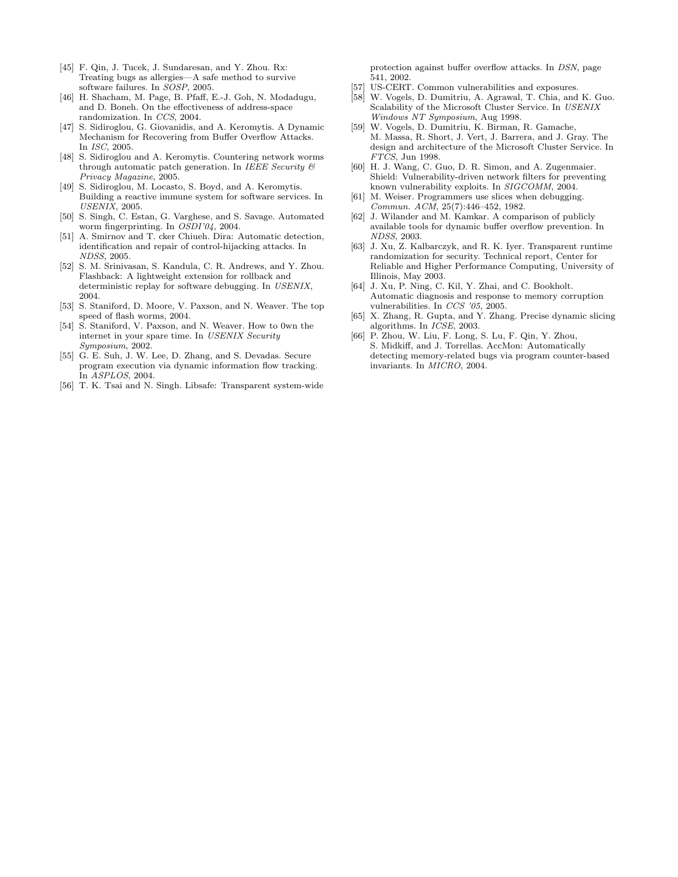[45] F. Qin, J. Tucek, J. Sundaresan, and Y. Zhou. Rx: Treating bugs as allergies—A safe method to survive software failures. In *SOSP*, 2005.

[46] H. Shacham, M. Page, B. Pfaff, E.-J. Goh, N. Modadugu, and D. Boneh. On the effectiveness of address-space randomization. In *CCS*, 2004.

[47] S. Sidiroglou, G. Giovanidis, and A. Keromytis. A Dynamic Mechanism for Recovering from Buffer Overflow Attacks. In *ISC*, 2005.

[48] S. Sidiroglou and A. Keromytis. Countering network worms through automatic patch generation. In *IEEE Security & Privacy Magazine*, 2005.

[49] S. Sidiroglou, M. Locasto, S. Boyd, and A. Keromytis. Building a reactive immune system for software services. In *USENIX*, 2005.

[50] S. Singh, C. Estan, G. Varghese, and S. Savage. Automated worm fingerprinting. In *OSDI'04*, 2004.

[51] A. Smirnov and T. cker Chiueh. Dira: Automatic detection, identification and repair of control-hijacking attacks. In *NDSS*, 2005.

[52] S. M. Srinivasan, S. Kandula, C. R. Andrews, and Y. Zhou. Flashback: A lightweight extension for rollback and deterministic replay for software debugging. In *USENIX*, 2004.

[53] S. Staniford, D. Moore, V. Paxson, and N. Weaver. The top speed of flash worms, 2004.

[54] S. Staniford, V. Paxson, and N. Weaver. How to 0wn the internet in your spare time. In *USENIX Security Symposium*, 2002.

[55] G. E. Suh, J. W. Lee, D. Zhang, and S. Devadas. Secure program execution via dynamic information flow tracking. In *ASPLOS*, 2004.

[56] T. K. Tsai and N. Singh. Libsafe: Transparent system-wide protection against buffer overflow attacks. In *DSN*, page 541, 2002.

[57] US-CERT. Common vulnerabilities and exposures.

[58] W. Vogels, D. Dumitriu, A. Agrawal, T. Chia, and K. Guo. Scalability of the Microsoft Cluster Service. In *USENIX Windows NT Symposium*, Aug 1998.

[59] W. Vogels, D. Dumitriu, K. Birman, R. Gamache, M. Massa, R. Short, J. Vert, J. Barrera, and J. Gray. The design and architecture of the Microsoft Cluster Service. In *FTCS*, Jun 1998.

[60] H. J. Wang, C. Guo, D. R. Simon, and A. Zugenmaier. Shield: Vulnerability-driven network filters for preventing known vulnerability exploits. In *SIGCOMM*, 2004.

[61] M. Weiser. Programmers use slices when debugging. *Commun. ACM*, 25(7):446–452, 1982.

[62] J. Wilander and M. Kamkar. A comparison of publicly available tools for dynamic buffer overflow prevention. In *NDSS*, 2003.

[63] J. Xu, Z. Kalbarczyk, and R. K. Iyer. Transparent runtime randomization for security. Technical report, Center for Reliable and Higher Performance Computing, University of Illinois, May 2003.

[64] J. Xu, P. Ning, C. Kil, Y. Zhai, and C. Bookholt. Automatic diagnosis and response to memory corruption vulnerabilities. In *CCS '05*, 2005.

[65] X. Zhang, R. Gupta, and Y. Zhang. Precise dynamic slicing algorithms. In *ICSE*, 2003.

[66] P. Zhou, W. Liu, F. Long, S. Lu, F. Qin, Y. Zhou, S. Midkiff, and J. Torrellas. AccMon: Automatically detecting memory-related bugs via program counter-based invariants. In *MICRO*, 2004.